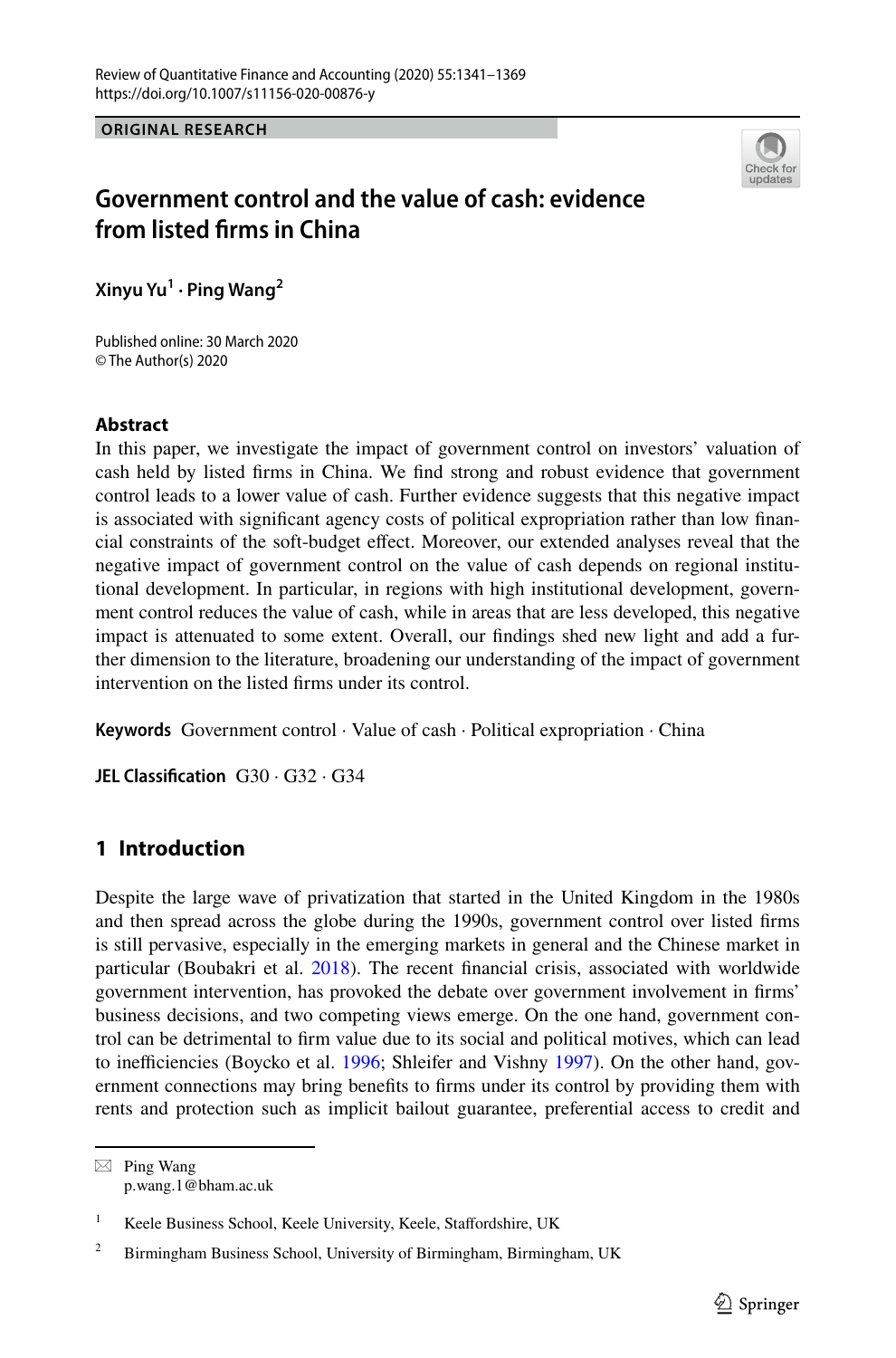ORIGINAL RESEARCH

# Government control and the value of cash: evidence from listed firms in China

**Xinyu Yu**[1] **· Ping Wang**[2]

Published online: 30 March 2020
© The Author(s) 2020

## Abstract

In this paper, we investigate the impact of government control on investors' valuation of cash held by listed firms in China. We find strong and robust evidence that government control leads to a lower value of cash. Further evidence suggests that this negative impact is associated with significant agency costs of political expropriation rather than low financial constraints of the soft-budget effect. Moreover, our extended analyses reveal that the negative impact of government control on the value of cash depends on regional institutional development. In particular, in regions with high institutional development, government control reduces the value of cash, while in areas that are less developed, this negative impact is attenuated to some extent. Overall, our findings shed new light and add a further dimension to the literature, broadening our understanding of the impact of government intervention on the listed firms under its control.

**Keywords** Government control · Value of cash · Political expropriation · China

**JEL Classification** G30 · G32 · G34

## 1 Introduction

Despite the large wave of privatization that started in the United Kingdom in the 1980s and then spread across the globe during the 1990s, government control over listed firms is still pervasive, especially in the emerging markets in general and the Chinese market in particular (Boubakri et al. 2018). The recent financial crisis, associated with worldwide government intervention, has provoked the debate over government involvement in firms' business decisions, and two competing views emerge. On the one hand, government control can be detrimental to firm value due to its social and political motives, which can lead to inefficiencies (Boycko et al. 1996; Shleifer and Vishny 1997). On the other hand, government connections may bring benefits to firms under its control by providing them with rents and protection such as implicit bailout guarantee, preferential access to credit and

---

✉ Ping Wang
p.wang.1@bham.ac.uk

[1] Keele Business School, Keele University, Keele, Staffordshire, UK

[2] Birmingham Business School, University of Birmingham, Birmingham, UK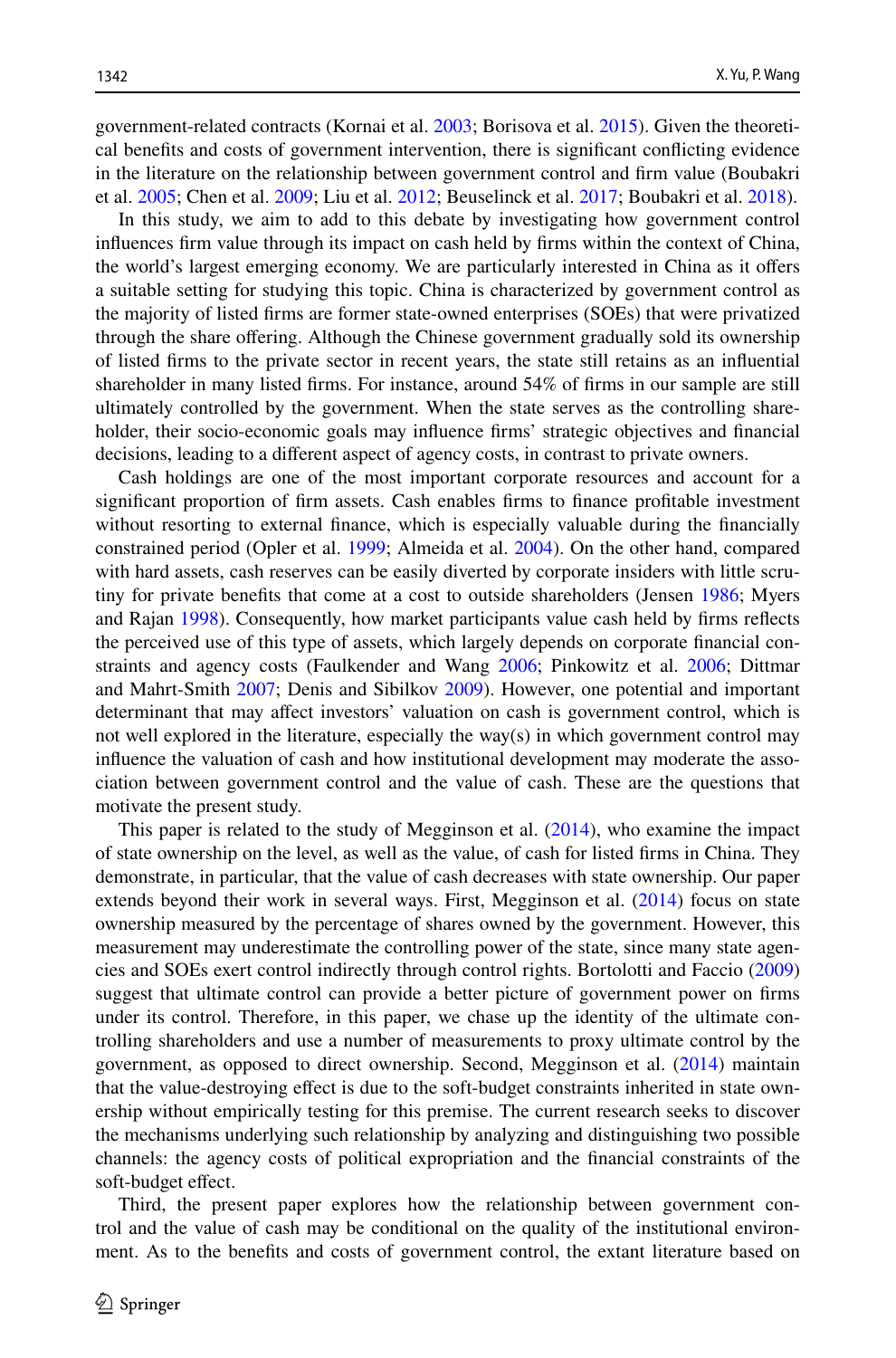government-related contracts (Kornai et al. 2003; Borisova et al. 2015). Given the theoretical benefits and costs of government intervention, there is significant conflicting evidence in the literature on the relationship between government control and firm value (Boubakri et al. 2005; Chen et al. 2009; Liu et al. 2012; Beuselinck et al. 2017; Boubakri et al. 2018).

In this study, we aim to add to this debate by investigating how government control influences firm value through its impact on cash held by firms within the context of China, the world's largest emerging economy. We are particularly interested in China as it offers a suitable setting for studying this topic. China is characterized by government control as the majority of listed firms are former state-owned enterprises (SOEs) that were privatized through the share offering. Although the Chinese government gradually sold its ownership of listed firms to the private sector in recent years, the state still retains as an influential shareholder in many listed firms. For instance, around 54% of firms in our sample are still ultimately controlled by the government. When the state serves as the controlling shareholder, their socio-economic goals may influence firms' strategic objectives and financial decisions, leading to a different aspect of agency costs, in contrast to private owners.

Cash holdings are one of the most important corporate resources and account for a significant proportion of firm assets. Cash enables firms to finance profitable investment without resorting to external finance, which is especially valuable during the financially constrained period (Opler et al. 1999; Almeida et al. 2004). On the other hand, compared with hard assets, cash reserves can be easily diverted by corporate insiders with little scrutiny for private benefits that come at a cost to outside shareholders (Jensen 1986; Myers and Rajan 1998). Consequently, how market participants value cash held by firms reflects the perceived use of this type of assets, which largely depends on corporate financial constraints and agency costs (Faulkender and Wang 2006; Pinkowitz et al. 2006; Dittmar and Mahrt-Smith 2007; Denis and Sibilkov 2009). However, one potential and important determinant that may affect investors' valuation on cash is government control, which is not well explored in the literature, especially the way(s) in which government control may influence the valuation of cash and how institutional development may moderate the association between government control and the value of cash. These are the questions that motivate the present study.

This paper is related to the study of Megginson et al. (2014), who examine the impact of state ownership on the level, as well as the value, of cash for listed firms in China. They demonstrate, in particular, that the value of cash decreases with state ownership. Our paper extends beyond their work in several ways. First, Megginson et al. (2014) focus on state ownership measured by the percentage of shares owned by the government. However, this measurement may underestimate the controlling power of the state, since many state agencies and SOEs exert control indirectly through control rights. Bortolotti and Faccio (2009) suggest that ultimate control can provide a better picture of government power on firms under its control. Therefore, in this paper, we chase up the identity of the ultimate controlling shareholders and use a number of measurements to proxy ultimate control by the government, as opposed to direct ownership. Second, Megginson et al. (2014) maintain that the value-destroying effect is due to the soft-budget constraints inherited in state ownership without empirically testing for this premise. The current research seeks to discover the mechanisms underlying such relationship by analyzing and distinguishing two possible channels: the agency costs of political expropriation and the financial constraints of the soft-budget effect.

Third, the present paper explores how the relationship between government control and the value of cash may be conditional on the quality of the institutional environment. As to the benefits and costs of government control, the extant literature based on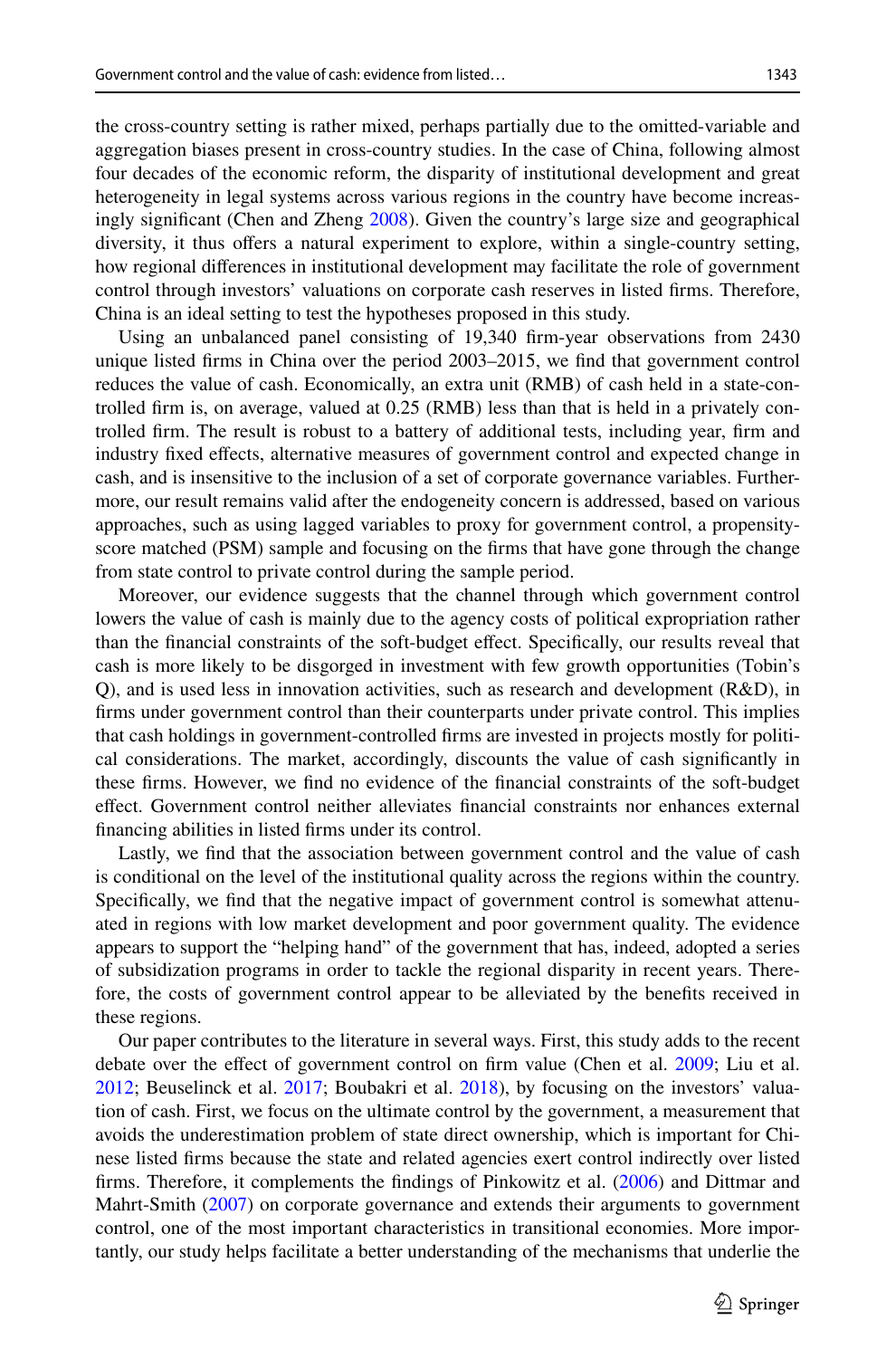the cross-country setting is rather mixed, perhaps partially due to the omitted-variable and aggregation biases present in cross-country studies. In the case of China, following almost four decades of the economic reform, the disparity of institutional development and great heterogeneity in legal systems across various regions in the country have become increasingly significant (Chen and Zheng 2008). Given the country's large size and geographical diversity, it thus offers a natural experiment to explore, within a single-country setting, how regional differences in institutional development may facilitate the role of government control through investors' valuations on corporate cash reserves in listed firms. Therefore, China is an ideal setting to test the hypotheses proposed in this study.

Using an unbalanced panel consisting of 19,340 firm-year observations from 2430 unique listed firms in China over the period 2003–2015, we find that government control reduces the value of cash. Economically, an extra unit (RMB) of cash held in a state-controlled firm is, on average, valued at 0.25 (RMB) less than that is held in a privately controlled firm. The result is robust to a battery of additional tests, including year, firm and industry fixed effects, alternative measures of government control and expected change in cash, and is insensitive to the inclusion of a set of corporate governance variables. Furthermore, our result remains valid after the endogeneity concern is addressed, based on various approaches, such as using lagged variables to proxy for government control, a propensity-score matched (PSM) sample and focusing on the firms that have gone through the change from state control to private control during the sample period.

Moreover, our evidence suggests that the channel through which government control lowers the value of cash is mainly due to the agency costs of political expropriation rather than the financial constraints of the soft-budget effect. Specifically, our results reveal that cash is more likely to be disgorged in investment with few growth opportunities (Tobin's Q), and is used less in innovation activities, such as research and development (R&D), in firms under government control than their counterparts under private control. This implies that cash holdings in government-controlled firms are invested in projects mostly for political considerations. The market, accordingly, discounts the value of cash significantly in these firms. However, we find no evidence of the financial constraints of the soft-budget effect. Government control neither alleviates financial constraints nor enhances external financing abilities in listed firms under its control.

Lastly, we find that the association between government control and the value of cash is conditional on the level of the institutional quality across the regions within the country. Specifically, we find that the negative impact of government control is somewhat attenuated in regions with low market development and poor government quality. The evidence appears to support the "helping hand" of the government that has, indeed, adopted a series of subsidization programs in order to tackle the regional disparity in recent years. Therefore, the costs of government control appear to be alleviated by the benefits received in these regions.

Our paper contributes to the literature in several ways. First, this study adds to the recent debate over the effect of government control on firm value (Chen et al. 2009; Liu et al. 2012; Beuselinck et al. 2017; Boubakri et al. 2018), by focusing on the investors' valuation of cash. First, we focus on the ultimate control by the government, a measurement that avoids the underestimation problem of state direct ownership, which is important for Chinese listed firms because the state and related agencies exert control indirectly over listed firms. Therefore, it complements the findings of Pinkowitz et al. (2006) and Dittmar and Mahrt-Smith (2007) on corporate governance and extends their arguments to government control, one of the most important characteristics in transitional economies. More importantly, our study helps facilitate a better understanding of the mechanisms that underlie the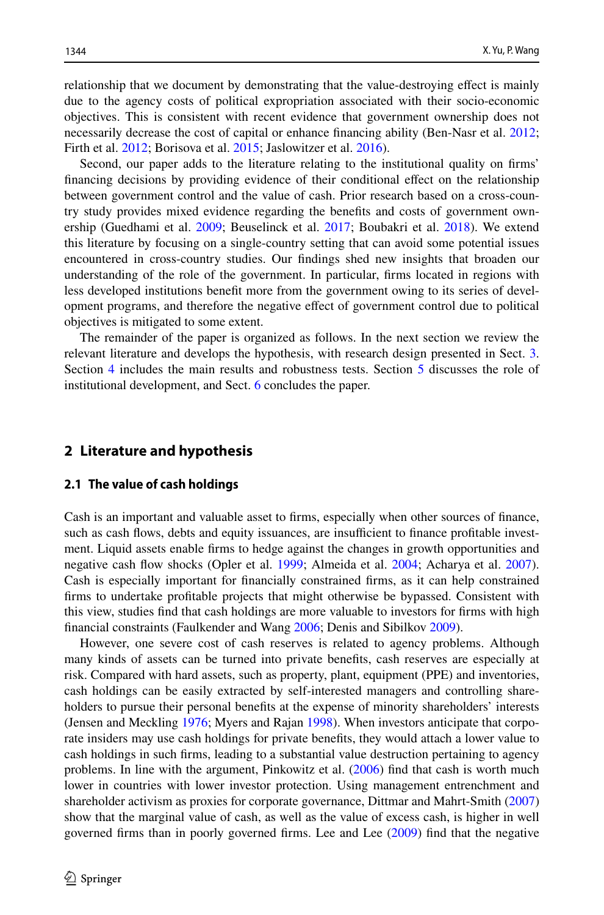relationship that we document by demonstrating that the value-destroying effect is mainly due to the agency costs of political expropriation associated with their socio-economic objectives. This is consistent with recent evidence that government ownership does not necessarily decrease the cost of capital or enhance financing ability (Ben-Nasr et al. 2012; Firth et al. 2012; Borisova et al. 2015; Jaslowitzer et al. 2016).

Second, our paper adds to the literature relating to the institutional quality on firms' financing decisions by providing evidence of their conditional effect on the relationship between government control and the value of cash. Prior research based on a cross-country study provides mixed evidence regarding the benefits and costs of government ownership (Guedhami et al. 2009; Beuselinck et al. 2017; Boubakri et al. 2018). We extend this literature by focusing on a single-country setting that can avoid some potential issues encountered in cross-country studies. Our findings shed new insights that broaden our understanding of the role of the government. In particular, firms located in regions with less developed institutions benefit more from the government owing to its series of development programs, and therefore the negative effect of government control due to political objectives is mitigated to some extent.

The remainder of the paper is organized as follows. In the next section we review the relevant literature and develops the hypothesis, with research design presented in Sect. 3. Section 4 includes the main results and robustness tests. Section 5 discusses the role of institutional development, and Sect. 6 concludes the paper.

## 2 Literature and hypothesis

### 2.1 The value of cash holdings

Cash is an important and valuable asset to firms, especially when other sources of finance, such as cash flows, debts and equity issuances, are insufficient to finance profitable investment. Liquid assets enable firms to hedge against the changes in growth opportunities and negative cash flow shocks (Opler et al. 1999; Almeida et al. 2004; Acharya et al. 2007). Cash is especially important for financially constrained firms, as it can help constrained firms to undertake profitable projects that might otherwise be bypassed. Consistent with this view, studies find that cash holdings are more valuable to investors for firms with high financial constraints (Faulkender and Wang 2006; Denis and Sibilkov 2009).

However, one severe cost of cash reserves is related to agency problems. Although many kinds of assets can be turned into private benefits, cash reserves are especially at risk. Compared with hard assets, such as property, plant, equipment (PPE) and inventories, cash holdings can be easily extracted by self-interested managers and controlling shareholders to pursue their personal benefits at the expense of minority shareholders' interests (Jensen and Meckling 1976; Myers and Rajan 1998). When investors anticipate that corporate insiders may use cash holdings for private benefits, they would attach a lower value to cash holdings in such firms, leading to a substantial value destruction pertaining to agency problems. In line with the argument, Pinkowitz et al. (2006) find that cash is worth much lower in countries with lower investor protection. Using management entrenchment and shareholder activism as proxies for corporate governance, Dittmar and Mahrt-Smith (2007) show that the marginal value of cash, as well as the value of excess cash, is higher in well governed firms than in poorly governed firms. Lee and Lee (2009) find that the negative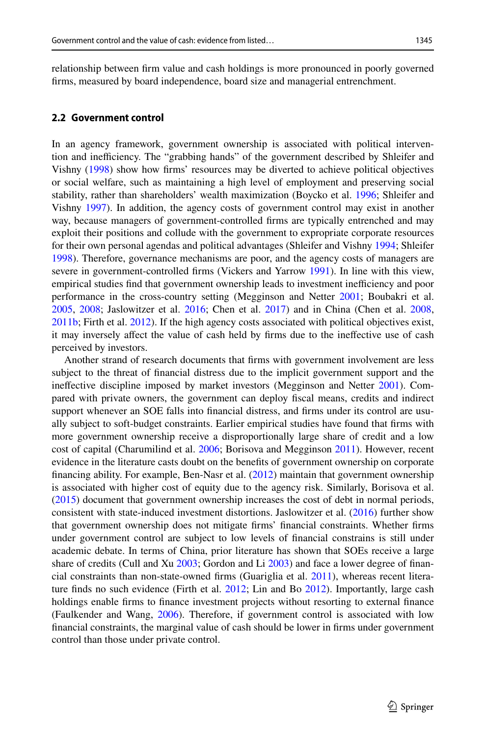relationship between firm value and cash holdings is more pronounced in poorly governed firms, measured by board independence, board size and managerial entrenchment.

### 2.2 Government control

In an agency framework, government ownership is associated with political intervention and inefficiency. The "grabbing hands" of the government described by Shleifer and Vishny (1998) show how firms' resources may be diverted to achieve political objectives or social welfare, such as maintaining a high level of employment and preserving social stability, rather than shareholders' wealth maximization (Boycko et al. 1996; Shleifer and Vishny 1997). In addition, the agency costs of government control may exist in another way, because managers of government-controlled firms are typically entrenched and may exploit their positions and collude with the government to expropriate corporate resources for their own personal agendas and political advantages (Shleifer and Vishny 1994; Shleifer 1998). Therefore, governance mechanisms are poor, and the agency costs of managers are severe in government-controlled firms (Vickers and Yarrow 1991). In line with this view, empirical studies find that government ownership leads to investment inefficiency and poor performance in the cross-country setting (Megginson and Netter 2001; Boubakri et al. 2005, 2008; Jaslowitzer et al. 2016; Chen et al. 2017) and in China (Chen et al. 2008, 2011b; Firth et al. 2012). If the high agency costs associated with political objectives exist, it may inversely affect the value of cash held by firms due to the ineffective use of cash perceived by investors.

Another strand of research documents that firms with government involvement are less subject to the threat of financial distress due to the implicit government support and the ineffective discipline imposed by market investors (Megginson and Netter 2001). Compared with private owners, the government can deploy fiscal means, credits and indirect support whenever an SOE falls into financial distress, and firms under its control are usually subject to soft-budget constraints. Earlier empirical studies have found that firms with more government ownership receive a disproportionally large share of credit and a low cost of capital (Charumilind et al. 2006; Borisova and Megginson 2011). However, recent evidence in the literature casts doubt on the benefits of government ownership on corporate financing ability. For example, Ben-Nasr et al. (2012) maintain that government ownership is associated with higher cost of equity due to the agency risk. Similarly, Borisova et al. (2015) document that government ownership increases the cost of debt in normal periods, consistent with state-induced investment distortions. Jaslowitzer et al. (2016) further show that government ownership does not mitigate firms' financial constraints. Whether firms under government control are subject to low levels of financial constrains is still under academic debate. In terms of China, prior literature has shown that SOEs receive a large share of credits (Cull and Xu 2003; Gordon and Li 2003) and face a lower degree of financial constraints than non-state-owned firms (Guariglia et al. 2011), whereas recent literature finds no such evidence (Firth et al. 2012; Lin and Bo 2012). Importantly, large cash holdings enable firms to finance investment projects without resorting to external finance (Faulkender and Wang, 2006). Therefore, if government control is associated with low financial constraints, the marginal value of cash should be lower in firms under government control than those under private control.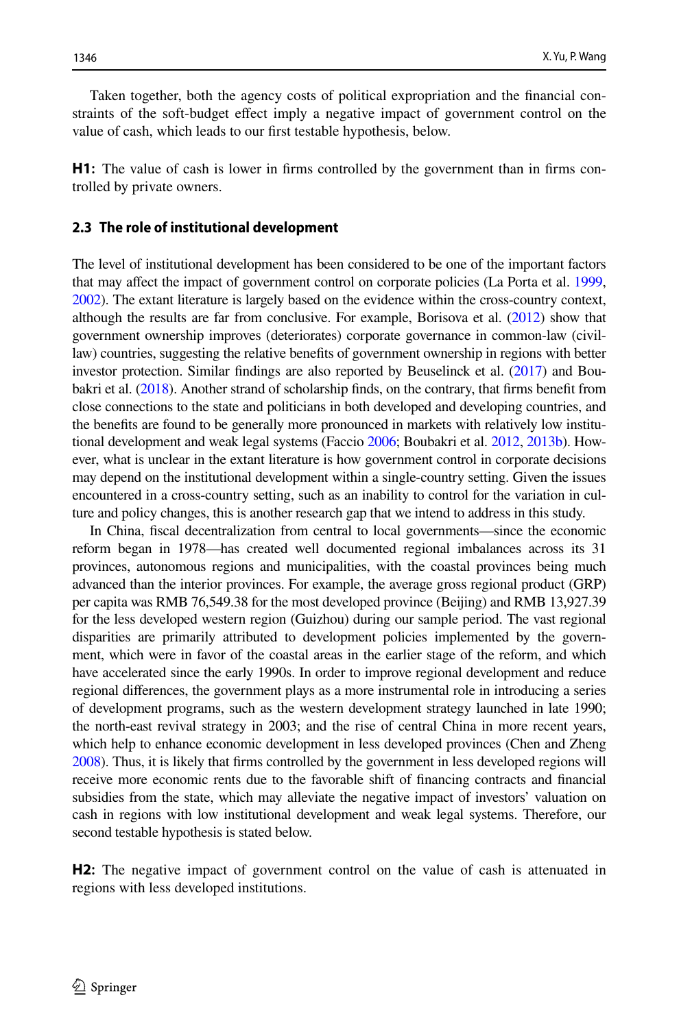Taken together, both the agency costs of political expropriation and the financial constraints of the soft-budget effect imply a negative impact of government control on the value of cash, which leads to our first testable hypothesis, below.

**H1:** The value of cash is lower in firms controlled by the government than in firms controlled by private owners.

### 2.3 The role of institutional development

The level of institutional development has been considered to be one of the important factors that may affect the impact of government control on corporate policies (La Porta et al. 1999, 2002). The extant literature is largely based on the evidence within the cross-country context, although the results are far from conclusive. For example, Borisova et al. (2012) show that government ownership improves (deteriorates) corporate governance in common-law (civil-law) countries, suggesting the relative benefits of government ownership in regions with better investor protection. Similar findings are also reported by Beuselinck et al. (2017) and Boubakri et al. (2018). Another strand of scholarship finds, on the contrary, that firms benefit from close connections to the state and politicians in both developed and developing countries, and the benefits are found to be generally more pronounced in markets with relatively low institutional development and weak legal systems (Faccio 2006; Boubakri et al. 2012, 2013b). However, what is unclear in the extant literature is how government control in corporate decisions may depend on the institutional development within a single-country setting. Given the issues encountered in a cross-country setting, such as an inability to control for the variation in culture and policy changes, this is another research gap that we intend to address in this study.

In China, fiscal decentralization from central to local governments—since the economic reform began in 1978—has created well documented regional imbalances across its 31 provinces, autonomous regions and municipalities, with the coastal provinces being much advanced than the interior provinces. For example, the average gross regional product (GRP) per capita was RMB 76,549.38 for the most developed province (Beijing) and RMB 13,927.39 for the less developed western region (Guizhou) during our sample period. The vast regional disparities are primarily attributed to development policies implemented by the government, which were in favor of the coastal areas in the earlier stage of the reform, and which have accelerated since the early 1990s. In order to improve regional development and reduce regional differences, the government plays as a more instrumental role in introducing a series of development programs, such as the western development strategy launched in late 1990; the north-east revival strategy in 2003; and the rise of central China in more recent years, which help to enhance economic development in less developed provinces (Chen and Zheng 2008). Thus, it is likely that firms controlled by the government in less developed regions will receive more economic rents due to the favorable shift of financing contracts and financial subsidies from the state, which may alleviate the negative impact of investors' valuation on cash in regions with low institutional development and weak legal systems. Therefore, our second testable hypothesis is stated below.

**H2:** The negative impact of government control on the value of cash is attenuated in regions with less developed institutions.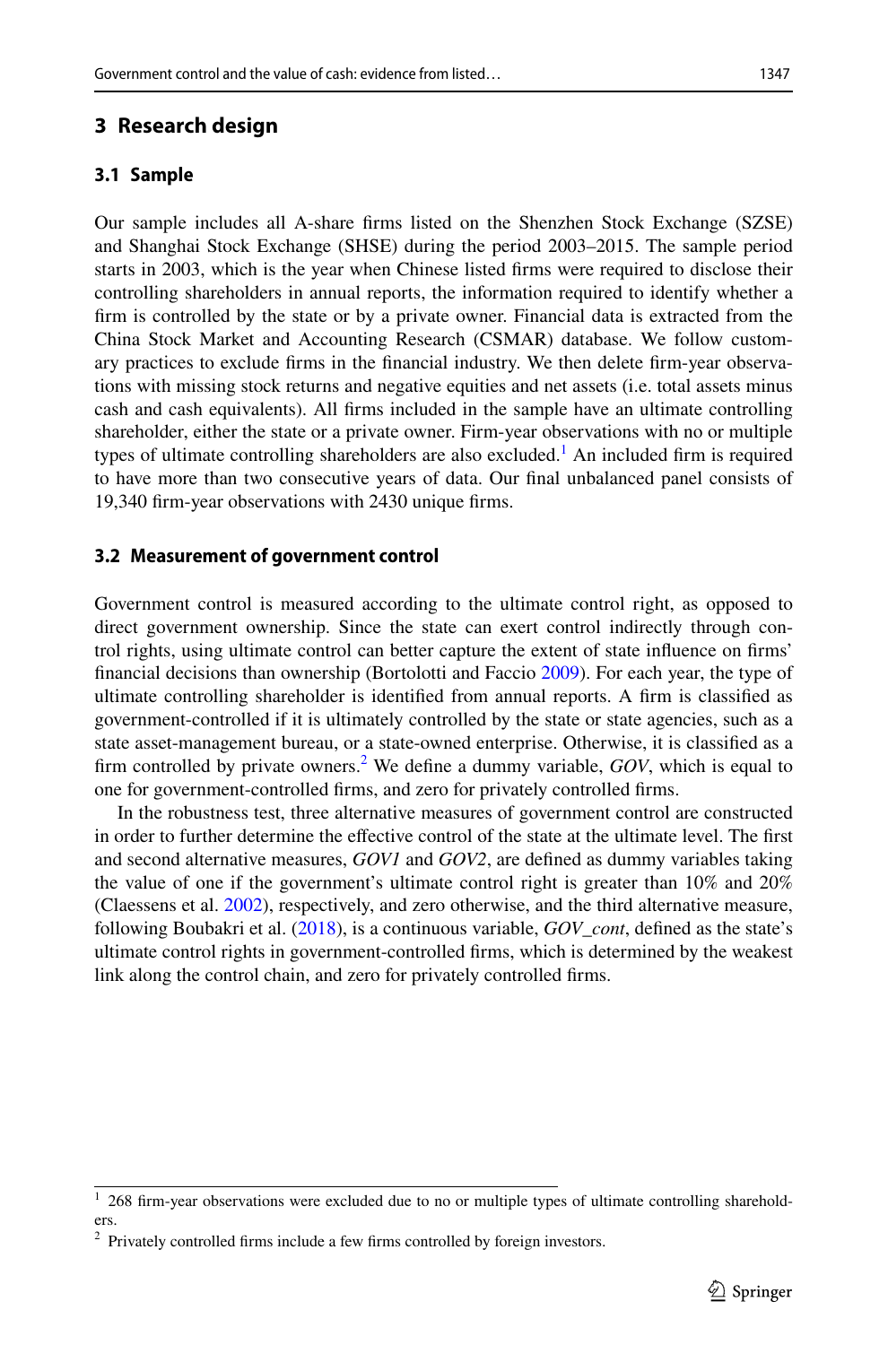## 3 Research design

### 3.1 Sample

Our sample includes all A-share firms listed on the Shenzhen Stock Exchange (SZSE) and Shanghai Stock Exchange (SHSE) during the period 2003–2015. The sample period starts in 2003, which is the year when Chinese listed firms were required to disclose their controlling shareholders in annual reports, the information required to identify whether a firm is controlled by the state or by a private owner. Financial data is extracted from the China Stock Market and Accounting Research (CSMAR) database. We follow customary practices to exclude firms in the financial industry. We then delete firm-year observations with missing stock returns and negative equities and net assets (i.e. total assets minus cash and cash equivalents). All firms included in the sample have an ultimate controlling shareholder, either the state or a private owner. Firm-year observations with no or multiple types of ultimate controlling shareholders are also excluded.[1] An included firm is required to have more than two consecutive years of data. Our final unbalanced panel consists of 19,340 firm-year observations with 2430 unique firms.

### 3.2 Measurement of government control

Government control is measured according to the ultimate control right, as opposed to direct government ownership. Since the state can exert control indirectly through control rights, using ultimate control can better capture the extent of state influence on firms' financial decisions than ownership (Bortolotti and Faccio 2009). For each year, the type of ultimate controlling shareholder is identified from annual reports. A firm is classified as government-controlled if it is ultimately controlled by the state or state agencies, such as a state asset-management bureau, or a state-owned enterprise. Otherwise, it is classified as a firm controlled by private owners.[2] We define a dummy variable, *GOV*, which is equal to one for government-controlled firms, and zero for privately controlled firms.

In the robustness test, three alternative measures of government control are constructed in order to further determine the effective control of the state at the ultimate level. The first and second alternative measures, *GOV1* and *GOV2*, are defined as dummy variables taking the value of one if the government's ultimate control right is greater than 10% and 20% (Claessens et al. 2002), respectively, and zero otherwise, and the third alternative measure, following Boubakri et al. (2018), is a continuous variable, *GOV_cont*, defined as the state's ultimate control rights in government-controlled firms, which is determined by the weakest link along the control chain, and zero for privately controlled firms.

---

[1] 268 firm-year observations were excluded due to no or multiple types of ultimate controlling shareholders.

[2] Privately controlled firms include a few firms controlled by foreign investors.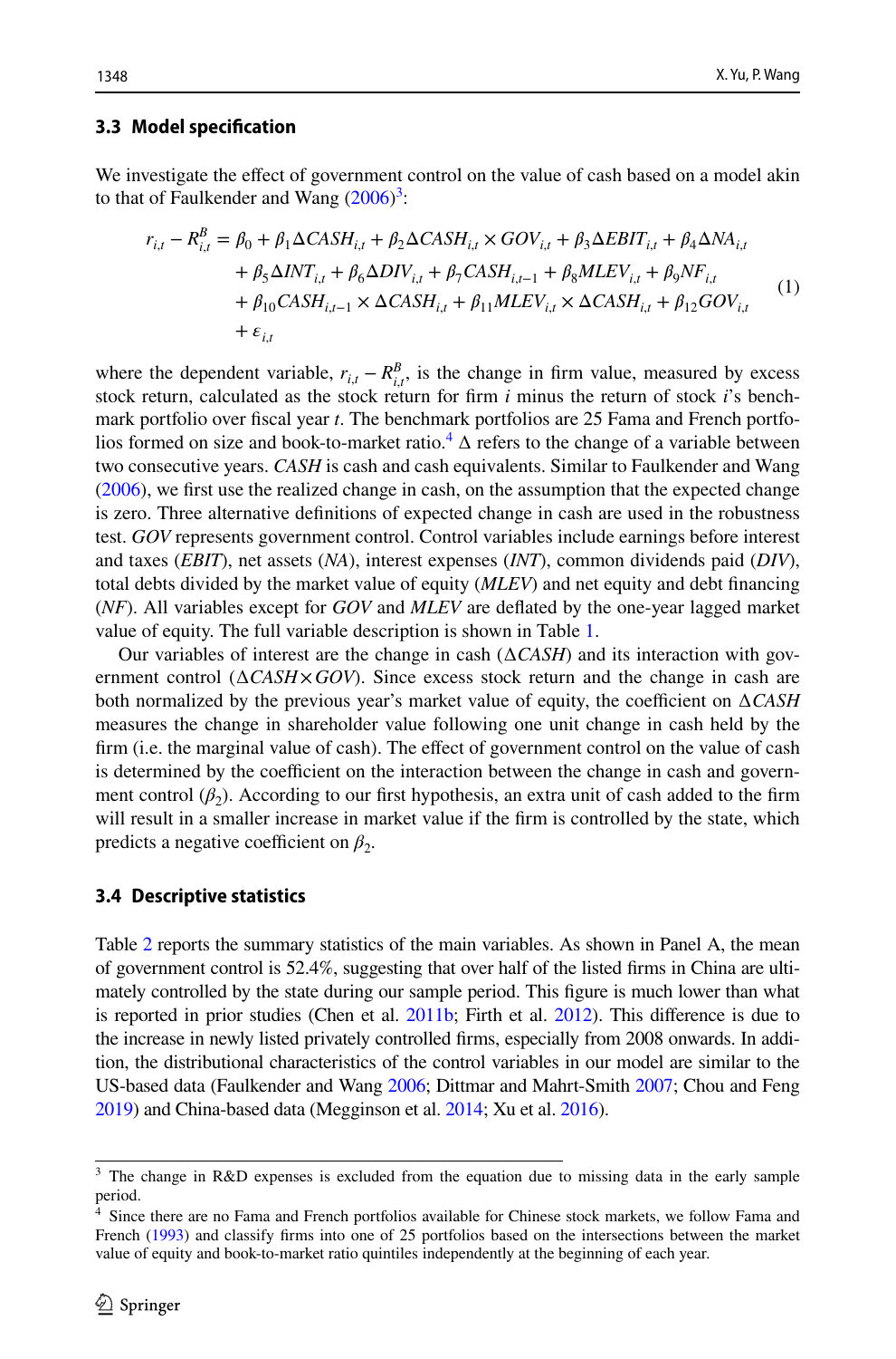### 3.3 Model specification

We investigate the effect of government control on the value of cash based on a model akin to that of Faulkender and Wang (2006)[3]:

$$
\begin{aligned}
r_{i,t} - R^B_{i,t} = {} & \beta_0 + \beta_1 \Delta CASH_{i,t} + \beta_2 \Delta CASH_{i,t} \times GOV_{i,t} + \beta_3 \Delta EBIT_{i,t} + \beta_4 \Delta NA_{i,t} \\
& + \beta_5 \Delta INT_{i,t} + \beta_6 \Delta DIV_{i,t} + \beta_7 CASH_{i,t-1} + \beta_8 MLEV_{i,t} + \beta_9 NF_{i,t} \\
& + \beta_{10} CASH_{i,t-1} \times \Delta CASH_{i,t} + \beta_{11} MLEV_{i,t} \times \Delta CASH_{i,t} + \beta_{12} GOV_{i,t} \\
& + \varepsilon_{i,t}
\end{aligned}
\tag{1}
$$

where the dependent variable, $r_{i,t} - R^B_{i,t}$, is the change in firm value, measured by excess stock return, calculated as the stock return for firm $i$ minus the return of stock $i$'s benchmark portfolio over fiscal year $t$. The benchmark portfolios are 25 Fama and French portfolios formed on size and book-to-market ratio.[4] $\Delta$ refers to the change of a variable between two consecutive years. *CASH* is cash and cash equivalents. Similar to Faulkender and Wang (2006), we first use the realized change in cash, on the assumption that the expected change is zero. Three alternative definitions of expected change in cash are used in the robustness test. *GOV* represents government control. Control variables include earnings before interest and taxes (*EBIT*), net assets (*NA*), interest expenses (*INT*), common dividends paid (*DIV*), total debts divided by the market value of equity (*MLEV*) and net equity and debt financing (*NF*). All variables except for *GOV* and *MLEV* are deflated by the one-year lagged market value of equity. The full variable description is shown in Table 1.

Our variables of interest are the change in cash ($\Delta CASH$) and its interaction with government control ($\Delta CASH \times GOV$). Since excess stock return and the change in cash are both normalized by the previous year's market value of equity, the coefficient on $\Delta CASH$ measures the change in shareholder value following one unit change in cash held by the firm (i.e. the marginal value of cash). The effect of government control on the value of cash is determined by the coefficient on the interaction between the change in cash and government control ($\beta_2$). According to our first hypothesis, an extra unit of cash added to the firm will result in a smaller increase in market value if the firm is controlled by the state, which predicts a negative coefficient on $\beta_2$.

### 3.4 Descriptive statistics

Table 2 reports the summary statistics of the main variables. As shown in Panel A, the mean of government control is 52.4%, suggesting that over half of the listed firms in China are ultimately controlled by the state during our sample period. This figure is much lower than what is reported in prior studies (Chen et al. 2011b; Firth et al. 2012). This difference is due to the increase in newly listed privately controlled firms, especially from 2008 onwards. In addition, the distributional characteristics of the control variables in our model are similar to the US-based data (Faulkender and Wang 2006; Dittmar and Mahrt-Smith 2007; Chou and Feng 2019) and China-based data (Megginson et al. 2014; Xu et al. 2016).

---

[3] The change in R&D expenses is excluded from the equation due to missing data in the early sample period.

[4] Since there are no Fama and French portfolios available for Chinese stock markets, we follow Fama and French (1993) and classify firms into one of 25 portfolios based on the intersections between the market value of equity and book-to-market ratio quintiles independently at the beginning of each year.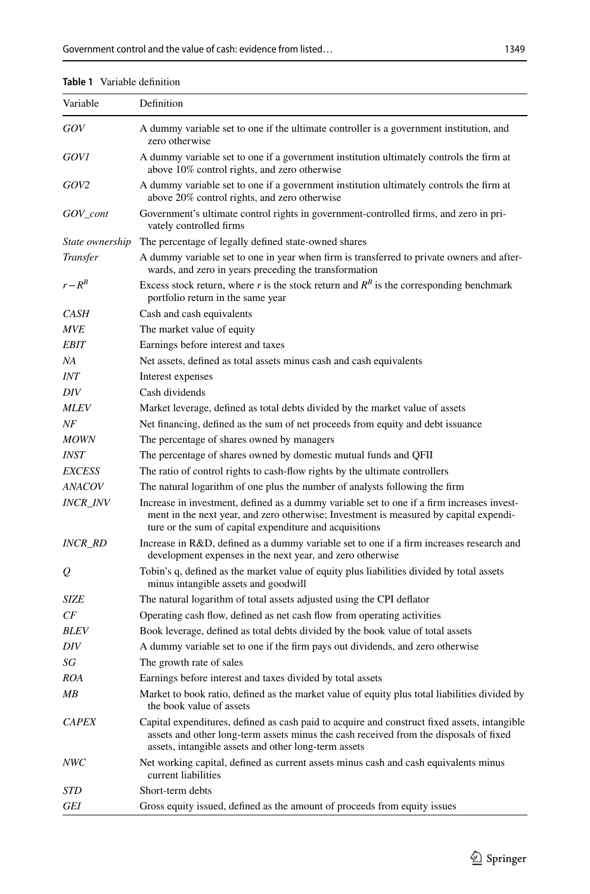**Table 1** Variable definition

| Variable | Definition |
|---|---|
| *GOV* | A dummy variable set to one if the ultimate controller is a government institution, and zero otherwise |
| *GOV1* | A dummy variable set to one if a government institution ultimately controls the firm at above 10% control rights, and zero otherwise |
| *GOV2* | A dummy variable set to one if a government institution ultimately controls the firm at above 20% control rights, and zero otherwise |
| *GOV_cont* | Government's ultimate control rights in government-controlled firms, and zero in privately controlled firms |
| *State ownership* | The percentage of legally defined state-owned shares |
| *Transfer* | A dummy variable set to one in year when firm is transferred to private owners and afterwards, and zero in years preceding the transformation |
| $r-R^B$ | Excess stock return, where $r$ is the stock return and $R^B$ is the corresponding benchmark portfolio return in the same year |
| *CASH* | Cash and cash equivalents |
| *MVE* | The market value of equity |
| *EBIT* | Earnings before interest and taxes |
| *NA* | Net assets, defined as total assets minus cash and cash equivalents |
| *INT* | Interest expenses |
| *DIV* | Cash dividends |
| *MLEV* | Market leverage, defined as total debts divided by the market value of assets |
| *NF* | Net financing, defined as the sum of net proceeds from equity and debt issuance |
| *MOWN* | The percentage of shares owned by managers |
| *INST* | The percentage of shares owned by domestic mutual funds and QFII |
| *EXCESS* | The ratio of control rights to cash-flow rights by the ultimate controllers |
| *ANACOV* | The natural logarithm of one plus the number of analysts following the firm |
| *INCR_INV* | Increase in investment, defined as a dummy variable set to one if a firm increases investment in the next year, and zero otherwise; Investment is measured by capital expenditure or the sum of capital expenditure and acquisitions |
| *INCR_RD* | Increase in R&D, defined as a dummy variable set to one if a firm increases research and development expenses in the next year, and zero otherwise |
| *Q* | Tobin's q, defined as the market value of equity plus liabilities divided by total assets minus intangible assets and goodwill |
| *SIZE* | The natural logarithm of total assets adjusted using the CPI deflator |
| *CF* | Operating cash flow, defined as net cash flow from operating activities |
| *BLEV* | Book leverage, defined as total debts divided by the book value of total assets |
| *DIV* | A dummy variable set to one if the firm pays out dividends, and zero otherwise |
| *SG* | The growth rate of sales |
| *ROA* | Earnings before interest and taxes divided by total assets |
| *MB* | Market to book ratio, defined as the market value of equity plus total liabilities divided by the book value of assets |
| *CAPEX* | Capital expenditures, defined as cash paid to acquire and construct fixed assets, intangible assets and other long-term assets minus the cash received from the disposals of fixed assets, intangible assets and other long-term assets |
| *NWC* | Net working capital, defined as current assets minus cash and cash equivalents minus current liabilities |
| *STD* | Short-term debts |
| *GEI* | Gross equity issued, defined as the amount of proceeds from equity issues |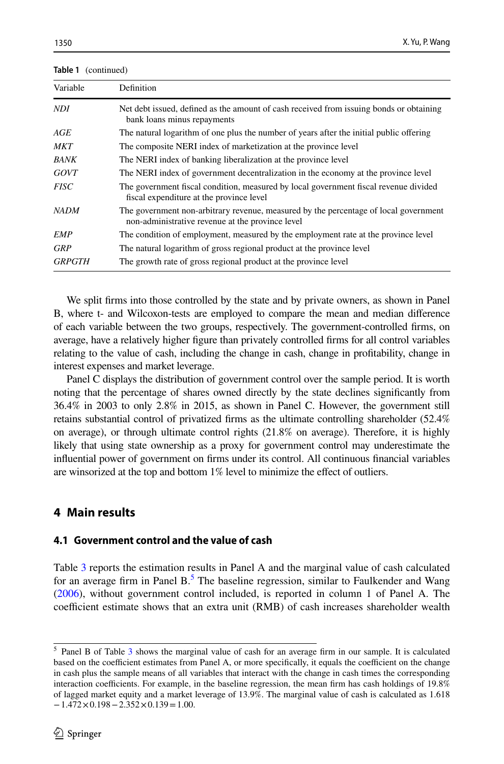**Table 1** (continued)

| Variable | Definition |
|---|---|
| *NDI* | Net debt issued, defined as the amount of cash received from issuing bonds or obtaining bank loans minus repayments |
| *AGE* | The natural logarithm of one plus the number of years after the initial public offering |
| *MKT* | The composite NERI index of marketization at the province level |
| *BANK* | The NERI index of banking liberalization at the province level |
| *GOVT* | The NERI index of government decentralization in the economy at the province level |
| *FISC* | The government fiscal condition, measured by local government fiscal revenue divided fiscal expenditure at the province level |
| *NADM* | The government non-arbitrary revenue, measured by the percentage of local government non-administrative revenue at the province level |
| *EMP* | The condition of employment, measured by the employment rate at the province level |
| *GRP* | The natural logarithm of gross regional product at the province level |
| *GRPGTH* | The growth rate of gross regional product at the province level |

We split firms into those controlled by the state and by private owners, as shown in Panel B, where t- and Wilcoxon-tests are employed to compare the mean and median difference of each variable between the two groups, respectively. The government-controlled firms, on average, have a relatively higher figure than privately controlled firms for all control variables relating to the value of cash, including the change in cash, change in profitability, change in interest expenses and market leverage.

Panel C displays the distribution of government control over the sample period. It is worth noting that the percentage of shares owned directly by the state declines significantly from 36.4% in 2003 to only 2.8% in 2015, as shown in Panel C. However, the government still retains substantial control of privatized firms as the ultimate controlling shareholder (52.4% on average), or through ultimate control rights (21.8% on average). Therefore, it is highly likely that using state ownership as a proxy for government control may underestimate the influential power of government on firms under its control. All continuous financial variables are winsorized at the top and bottom 1% level to minimize the effect of outliers.

## 4 Main results

### 4.1 Government control and the value of cash

Table 3 reports the estimation results in Panel A and the marginal value of cash calculated for an average firm in Panel B.[5] The baseline regression, similar to Faulkender and Wang (2006), without government control included, is reported in column 1 of Panel A. The coefficient estimate shows that an extra unit (RMB) of cash increases shareholder wealth

[5] Panel B of Table 3 shows the marginal value of cash for an average firm in our sample. It is calculated based on the coefficient estimates from Panel A, or more specifically, it equals the coefficient on the change in cash plus the sample means of all variables that interact with the change in cash times the corresponding interaction coefficients. For example, in the baseline regression, the mean firm has cash holdings of 19.8% of lagged market equity and a market leverage of 13.9%. The marginal value of cash is calculated as $1.618 - 1.472 \times 0.198 - 2.352 \times 0.139 = 1.00$.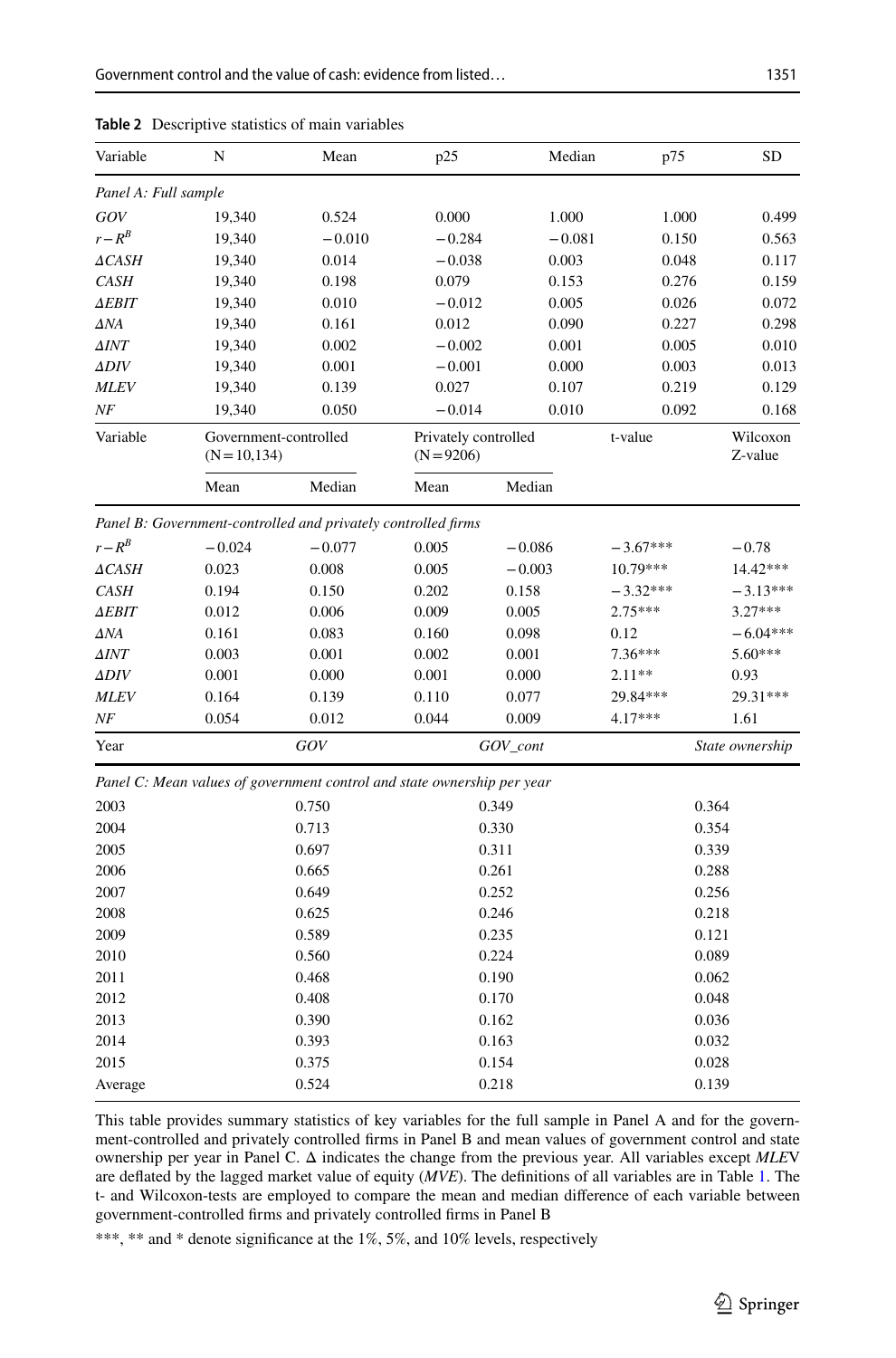**Table 2** Descriptive statistics of main variables

| Variable | N | Mean | p25 | Median | p75 | SD |
|---|---|---|---|---|---|---|
| *Panel A: Full sample* | | | | | | |
| *GOV* | 19,340 | 0.524 | 0.000 | 1.000 | 1.000 | 0.499 |
| $r-R^B$ | 19,340 | −0.010 | −0.284 | −0.081 | 0.150 | 0.563 |
| *ΔCASH* | 19,340 | 0.014 | −0.038 | 0.003 | 0.048 | 0.117 |
| *CASH* | 19,340 | 0.198 | 0.079 | 0.153 | 0.276 | 0.159 |
| *ΔEBIT* | 19,340 | 0.010 | −0.012 | 0.005 | 0.026 | 0.072 |
| *ΔNA* | 19,340 | 0.161 | 0.012 | 0.090 | 0.227 | 0.298 |
| *ΔINT* | 19,340 | 0.002 | −0.002 | 0.001 | 0.005 | 0.010 |
| *ΔDIV* | 19,340 | 0.001 | −0.001 | 0.000 | 0.003 | 0.013 |
| *MLEV* | 19,340 | 0.139 | 0.027 | 0.107 | 0.219 | 0.129 |
| *NF* | 19,340 | 0.050 | −0.014 | 0.010 | 0.092 | 0.168 |

| Variable | Government-controlled (N = 10,134) | | Privately controlled (N = 9206) | | t-value | Wilcoxon Z-value |
|---|---|---|---|---|---|---|
| | Mean | Median | Mean | Median | | |
| *Panel B: Government-controlled and privately controlled firms* | | | | | | |
| $r-R^B$ | −0.024 | −0.077 | 0.005 | −0.086 | −3.67*** | −0.78 |
| *ΔCASH* | 0.023 | 0.008 | 0.005 | −0.003 | 10.79*** | 14.42*** |
| *CASH* | 0.194 | 0.150 | 0.202 | 0.158 | −3.32*** | −3.13*** |
| *ΔEBIT* | 0.012 | 0.006 | 0.009 | 0.005 | 2.75*** | 3.27*** |
| *ΔNA* | 0.161 | 0.083 | 0.160 | 0.098 | 0.12 | −6.04*** |
| *ΔINT* | 0.003 | 0.001 | 0.002 | 0.001 | 7.36*** | 5.60*** |
| *ΔDIV* | 0.001 | 0.000 | 0.001 | 0.000 | 2.11** | 0.93 |
| *MLEV* | 0.164 | 0.139 | 0.110 | 0.077 | 29.84*** | 29.31*** |
| *NF* | 0.054 | 0.012 | 0.044 | 0.009 | 4.17*** | 1.61 |

| Year | *GOV* | *GOV_cont* | *State ownership* |
|---|---|---|---|
| *Panel C: Mean values of government control and state ownership per year* | | | |
| 2003 | 0.750 | 0.349 | 0.364 |
| 2004 | 0.713 | 0.330 | 0.354 |
| 2005 | 0.697 | 0.311 | 0.339 |
| 2006 | 0.665 | 0.261 | 0.288 |
| 2007 | 0.649 | 0.252 | 0.256 |
| 2008 | 0.625 | 0.246 | 0.218 |
| 2009 | 0.589 | 0.235 | 0.121 |
| 2010 | 0.560 | 0.224 | 0.089 |
| 2011 | 0.468 | 0.190 | 0.062 |
| 2012 | 0.408 | 0.170 | 0.048 |
| 2013 | 0.390 | 0.162 | 0.036 |
| 2014 | 0.393 | 0.163 | 0.032 |
| 2015 | 0.375 | 0.154 | 0.028 |
| Average | 0.524 | 0.218 | 0.139 |

This table provides summary statistics of key variables for the full sample in Panel A and for the government-controlled and privately controlled firms in Panel B and mean values of government control and state ownership per year in Panel C. Δ indicates the change from the previous year. All variables except *MLE*V are deflated by the lagged market value of equity (*MVE*). The definitions of all variables are in Table 1. The t- and Wilcoxon-tests are employed to compare the mean and median difference of each variable between government-controlled firms and privately controlled firms in Panel B

***, ** and * denote significance at the 1%, 5%, and 10% levels, respectively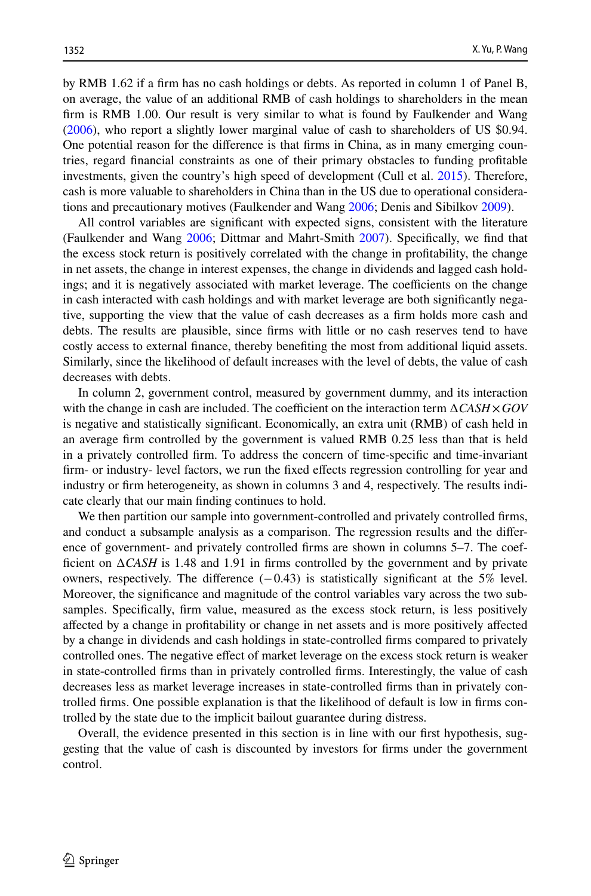by RMB 1.62 if a firm has no cash holdings or debts. As reported in column 1 of Panel B, on average, the value of an additional RMB of cash holdings to shareholders in the mean firm is RMB 1.00. Our result is very similar to what is found by Faulkender and Wang (2006), who report a slightly lower marginal value of cash to shareholders of US \$0.94. One potential reason for the difference is that firms in China, as in many emerging countries, regard financial constraints as one of their primary obstacles to funding profitable investments, given the country's high speed of development (Cull et al. 2015). Therefore, cash is more valuable to shareholders in China than in the US due to operational considerations and precautionary motives (Faulkender and Wang 2006; Denis and Sibilkov 2009).

All control variables are significant with expected signs, consistent with the literature (Faulkender and Wang 2006; Dittmar and Mahrt-Smith 2007). Specifically, we find that the excess stock return is positively correlated with the change in profitability, the change in net assets, the change in interest expenses, the change in dividends and lagged cash holdings; and it is negatively associated with market leverage. The coefficients on the change in cash interacted with cash holdings and with market leverage are both significantly negative, supporting the view that the value of cash decreases as a firm holds more cash and debts. The results are plausible, since firms with little or no cash reserves tend to have costly access to external finance, thereby benefiting the most from additional liquid assets. Similarly, since the likelihood of default increases with the level of debts, the value of cash decreases with debts.

In column 2, government control, measured by government dummy, and its interaction with the change in cash are included. The coefficient on the interaction term $\Delta CASH \times GOV$ is negative and statistically significant. Economically, an extra unit (RMB) of cash held in an average firm controlled by the government is valued RMB 0.25 less than that is held in a privately controlled firm. To address the concern of time-specific and time-invariant firm- or industry- level factors, we run the fixed effects regression controlling for year and industry or firm heterogeneity, as shown in columns 3 and 4, respectively. The results indicate clearly that our main finding continues to hold.

We then partition our sample into government-controlled and privately controlled firms, and conduct a subsample analysis as a comparison. The regression results and the difference of government- and privately controlled firms are shown in columns 5–7. The coefficient on $\Delta CASH$ is 1.48 and 1.91 in firms controlled by the government and by private owners, respectively. The difference ($-0.43$) is statistically significant at the 5% level. Moreover, the significance and magnitude of the control variables vary across the two subsamples. Specifically, firm value, measured as the excess stock return, is less positively affected by a change in profitability or change in net assets and is more positively affected by a change in dividends and cash holdings in state-controlled firms compared to privately controlled ones. The negative effect of market leverage on the excess stock return is weaker in state-controlled firms than in privately controlled firms. Interestingly, the value of cash decreases less as market leverage increases in state-controlled firms than in privately controlled firms. One possible explanation is that the likelihood of default is low in firms controlled by the state due to the implicit bailout guarantee during distress.

Overall, the evidence presented in this section is in line with our first hypothesis, suggesting that the value of cash is discounted by investors for firms under the government control.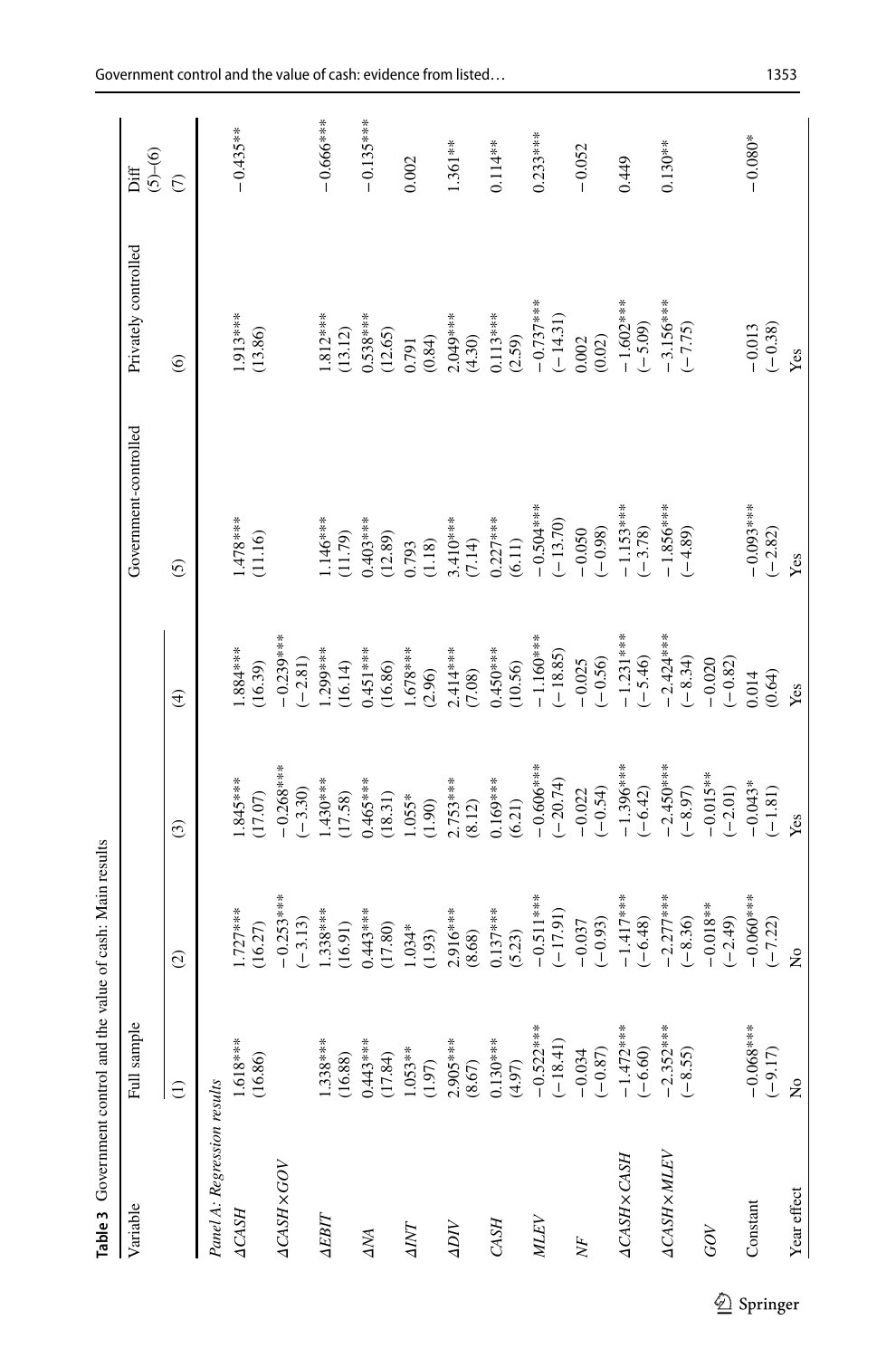**Table 3** Government control and the value of cash: Main results

| Variable | Full sample | | | | Government-controlled | Privately controlled | Diff (5)–(6) |
|---|---|---|---|---|---|---|---|
| | (1) | (2) | (3) | (4) | (5) | (6) | (7) |
| *Panel A: Regression results* | | | | | | | |
| *ΔCASH* | 1.618*** | 1.727*** | 1.845*** | 1.884*** | 1.478*** | 1.913*** | −0.435** |
| | (16.86) | (16.27) | (17.07) | (16.39) | (11.16) | (13.86) | |
| *ΔCASH×GOV* | | −0.253*** | −0.268*** | −0.239*** | | | |
| | | (−3.13) | (−3.30) | (−2.81) | | | |
| *ΔEBIT* | 1.338*** | 1.338*** | 1.430*** | 1.299*** | 1.146*** | 1.812*** | −0.666*** |
| | (16.88) | (16.91) | (17.58) | (16.14) | (11.79) | (13.12) | |
| *ΔNA* | 0.443*** | 0.443*** | 0.465*** | 0.451*** | 0.403*** | 0.538*** | −0.135*** |
| | (17.84) | (17.80) | (18.31) | (16.86) | (12.89) | (12.65) | |
| *ΔINT* | 1.053** | 1.034* | 1.055* | 1.678*** | 0.793 | 0.791 | 0.002 |
| | (1.97) | (1.93) | (1.90) | (2.96) | (1.18) | (0.84) | |
| *ΔDIV* | 2.905*** | 2.916*** | 2.753*** | 2.414*** | 3.410*** | 2.049*** | 1.361** |
| | (8.67) | (8.68) | (8.12) | (7.08) | (7.14) | (4.30) | |
| *CASH* | 0.130*** | 0.137*** | 0.169*** | 0.450*** | 0.227*** | 0.113*** | 0.114** |
| | (4.97) | (5.23) | (6.21) | (10.56) | (6.11) | (2.59) | |
| *MLEV* | −0.522*** | −0.511*** | −0.606*** | −1.160*** | −0.504*** | −0.737*** | 0.233*** |
| | (−18.41) | (−17.91) | (−20.74) | (−18.85) | (−13.70) | (−14.31) | |
| *NF* | −0.034 | −0.037 | −0.022 | −0.025 | −0.050 | 0.002 | −0.052 |
| | (−0.87) | (−0.93) | (−0.54) | (−0.56) | (−0.98) | (0.02) | |
| *ΔCASH×CASH* | −1.472*** | −1.417*** | −1.396*** | −1.231*** | −1.153*** | −1.602*** | 0.449 |
| | (−6.60) | (−6.48) | (−6.42) | (−5.46) | (−3.78) | (−5.09) | |
| *ΔCASH×MLEV* | −2.352*** | −2.277*** | −2.450*** | −2.424*** | −1.856*** | −3.156*** | 0.130** |
| | (−8.55) | (−8.36) | (−8.97) | (−8.34) | (−4.89) | (−7.75) | |
| *GOV* | | −0.018** | −0.015** | −0.020 | | | |
| | | (−2.49) | (−2.01) | (−0.82) | | | |
| Constant | −0.068*** | −0.060*** | −0.043* | 0.014 | −0.093*** | −0.013 | −0.080* |
| | (−9.17) | (−7.22) | (−1.81) | (0.64) | (−2.82) | (−0.38) | |
| Year effect | No | No | Yes | Yes | Yes | Yes | |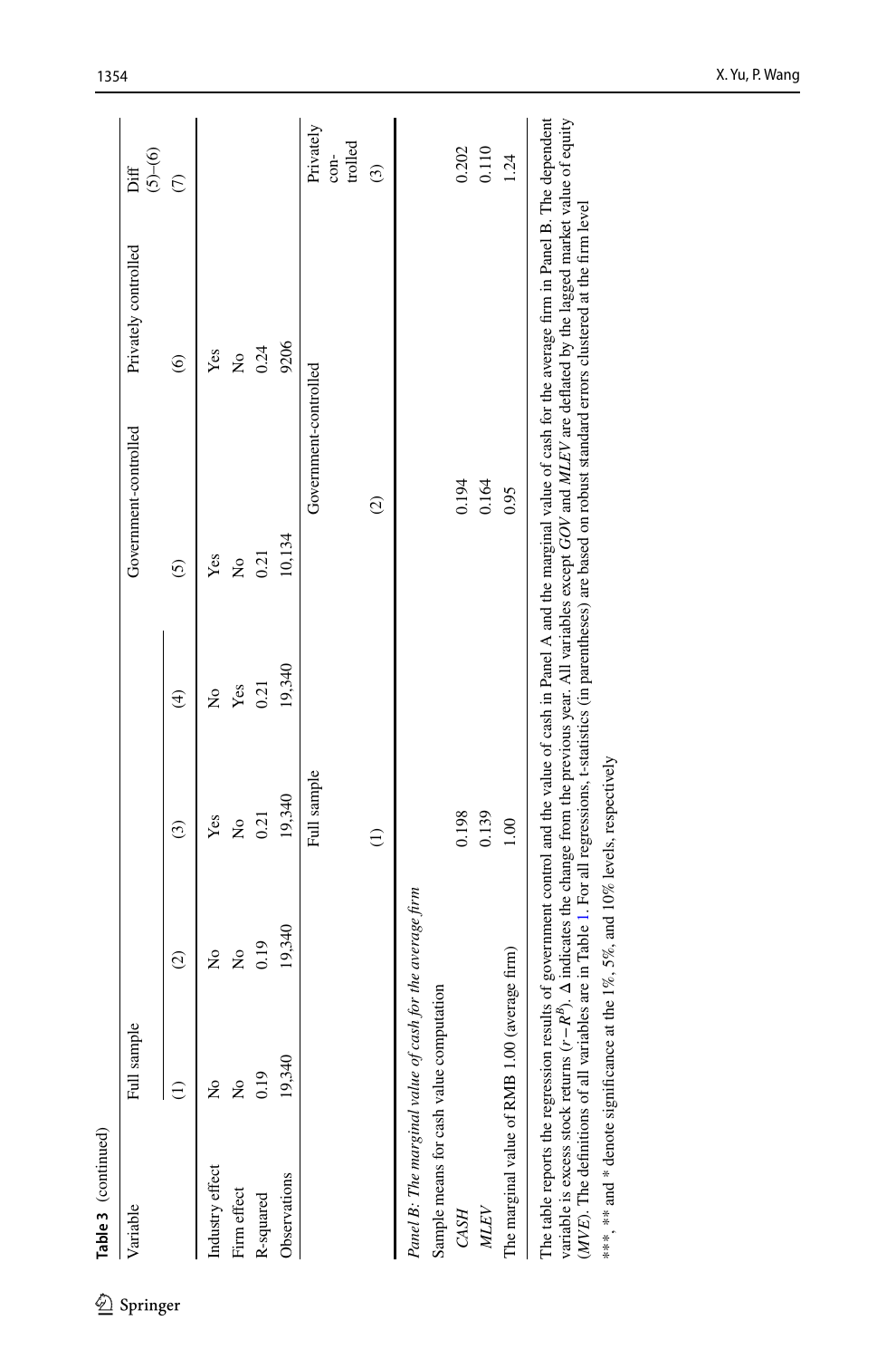**Table 3** (continued)

| Variable | Full sample | | | | Government-controlled | Privately controlled | Diff (5)–(6) |
|---|---|---|---|---|---|---|---|
| | (1) | (2) | (3) | (4) | (5) | (6) | (7) |
| Industry effect | No | No | Yes | No | Yes | Yes | |
| Firm effect | No | No | No | Yes | No | No | |
| R-squared | 0.19 | 0.19 | 0.21 | 0.21 | 0.21 | 0.24 | |
| Observations | 19,340 | 19,340 | 19,340 | 19,340 | 10,134 | 9206 | |

| | Full sample | Government-controlled | Privately controlled |
|---|---|---|---|
| | (1) | (2) | (3) |
| *Panel B: The marginal value of cash for the average firm* | | | |
| Sample means for cash value computation | | | |
| *CASH* | 0.198 | 0.194 | 0.202 |
| *MLEV* | 0.139 | 0.164 | 0.110 |
| The marginal value of RMB 1.00 (average firm) | 1.00 | 0.95 | 1.24 |

The table reports the regression results of government control and the value of cash in Panel A and the marginal value of cash for the average firm in Panel B. The dependent variable is excess stock returns $(r - R^B)$. Δ indicates the change from the previous year. All variables except *GOV* and *MLEV* are deflated by the lagged market value of equity (*MVE*). The definitions of all variables are in Table 1. For all regressions, t-statistics (in parentheses) are based on robust standard errors clustered at the firm level

***, ** and * denote significance at the 1%, 5%, and 10% levels, respectively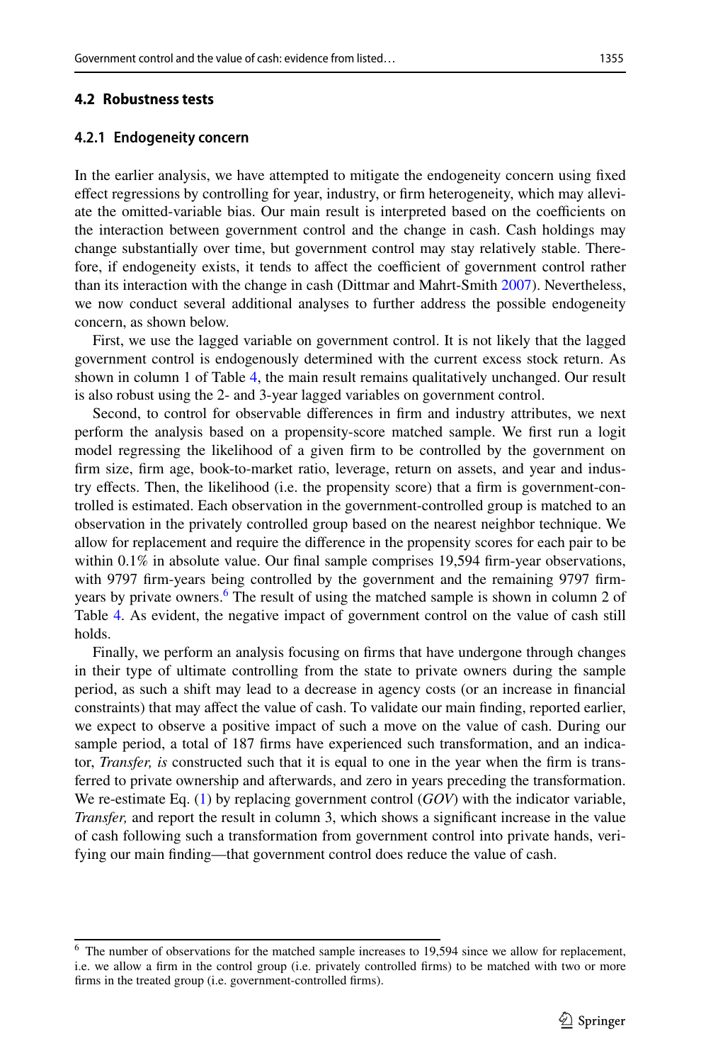### 4.2 Robustness tests

#### 4.2.1 Endogeneity concern

In the earlier analysis, we have attempted to mitigate the endogeneity concern using fixed effect regressions by controlling for year, industry, or firm heterogeneity, which may alleviate the omitted-variable bias. Our main result is interpreted based on the coefficients on the interaction between government control and the change in cash. Cash holdings may change substantially over time, but government control may stay relatively stable. Therefore, if endogeneity exists, it tends to affect the coefficient of government control rather than its interaction with the change in cash (Dittmar and Mahrt-Smith 2007). Nevertheless, we now conduct several additional analyses to further address the possible endogeneity concern, as shown below.

First, we use the lagged variable on government control. It is not likely that the lagged government control is endogenously determined with the current excess stock return. As shown in column 1 of Table 4, the main result remains qualitatively unchanged. Our result is also robust using the 2- and 3-year lagged variables on government control.

Second, to control for observable differences in firm and industry attributes, we next perform the analysis based on a propensity-score matched sample. We first run a logit model regressing the likelihood of a given firm to be controlled by the government on firm size, firm age, book-to-market ratio, leverage, return on assets, and year and industry effects. Then, the likelihood (i.e. the propensity score) that a firm is government-controlled is estimated. Each observation in the government-controlled group is matched to an observation in the privately controlled group based on the nearest neighbor technique. We allow for replacement and require the difference in the propensity scores for each pair to be within 0.1% in absolute value. Our final sample comprises 19,594 firm-year observations, with 9797 firm-years being controlled by the government and the remaining 9797 firm-years by private owners.[6] The result of using the matched sample is shown in column 2 of Table 4. As evident, the negative impact of government control on the value of cash still holds.

Finally, we perform an analysis focusing on firms that have undergone through changes in their type of ultimate controlling from the state to private owners during the sample period, as such a shift may lead to a decrease in agency costs (or an increase in financial constraints) that may affect the value of cash. To validate our main finding, reported earlier, we expect to observe a positive impact of such a move on the value of cash. During our sample period, a total of 187 firms have experienced such transformation, and an indicator, *Transfer, is* constructed such that it is equal to one in the year when the firm is transferred to private ownership and afterwards, and zero in years preceding the transformation. We re-estimate Eq. (1) by replacing government control (*GOV*) with the indicator variable, *Transfer,* and report the result in column 3, which shows a significant increase in the value of cash following such a transformation from government control into private hands, verifying our main finding—that government control does reduce the value of cash.

---

[6] The number of observations for the matched sample increases to 19,594 since we allow for replacement, i.e. we allow a firm in the control group (i.e. privately controlled firms) to be matched with two or more firms in the treated group (i.e. government-controlled firms).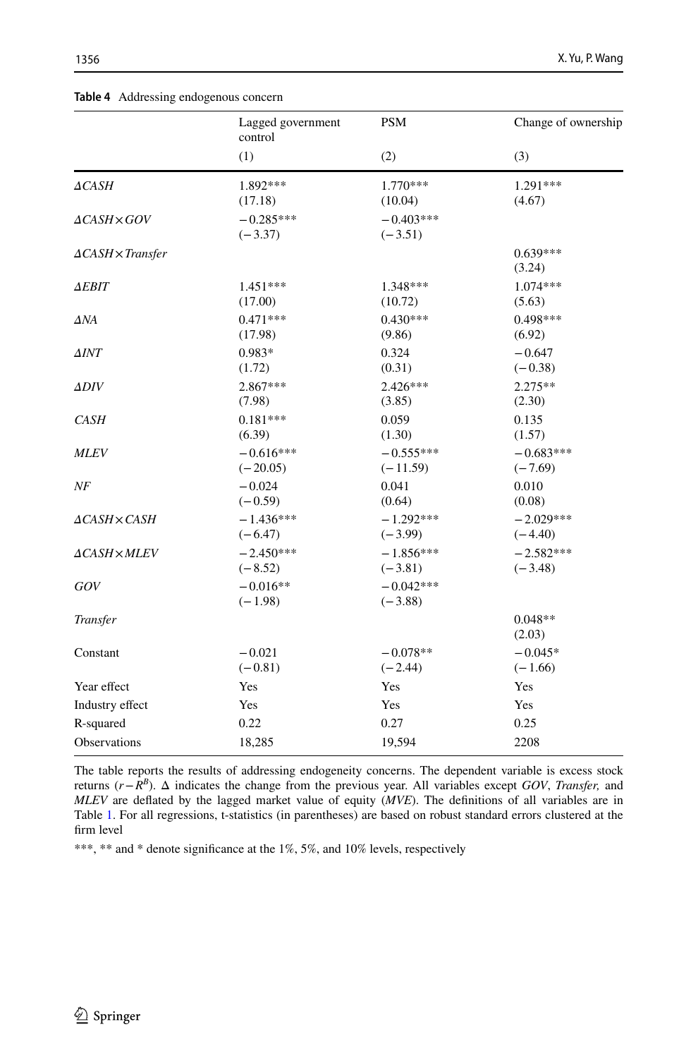**Table 4** Addressing endogenous concern

| | Lagged government control | PSM | Change of ownership |
|---|---|---|---|
| | (1) | (2) | (3) |
| *ΔCASH* | 1.892*** | 1.770*** | 1.291*** |
| | (17.18) | (10.04) | (4.67) |
| *ΔCASH×GOV* | −0.285*** | −0.403*** | |
| | (−3.37) | (−3.51) | |
| *ΔCASH×Transfer* | | | 0.639*** |
| | | | (3.24) |
| *ΔEBIT* | 1.451*** | 1.348*** | 1.074*** |
| | (17.00) | (10.72) | (5.63) |
| *ΔNA* | 0.471*** | 0.430*** | 0.498*** |
| | (17.98) | (9.86) | (6.92) |
| *ΔINT* | 0.983* | 0.324 | −0.647 |
| | (1.72) | (0.31) | (−0.38) |
| *ΔDIV* | 2.867*** | 2.426*** | 2.275** |
| | (7.98) | (3.85) | (2.30) |
| *CASH* | 0.181*** | 0.059 | 0.135 |
| | (6.39) | (1.30) | (1.57) |
| *MLEV* | −0.616*** | −0.555*** | −0.683*** |
| | (−20.05) | (−11.59) | (−7.69) |
| *NF* | −0.024 | 0.041 | 0.010 |
| | (−0.59) | (0.64) | (0.08) |
| *ΔCASH×CASH* | −1.436*** | −1.292*** | −2.029*** |
| | (−6.47) | (−3.99) | (−4.40) |
| *ΔCASH×MLEV* | −2.450*** | −1.856*** | −2.582*** |
| | (−8.52) | (−3.81) | (−3.48) |
| *GOV* | −0.016** | −0.042*** | |
| | (−1.98) | (−3.88) | |
| *Transfer* | | | 0.048** |
| | | | (2.03) |
| Constant | −0.021 | −0.078** | −0.045* |
| | (−0.81) | (−2.44) | (−1.66) |
| Year effect | Yes | Yes | Yes |
| Industry effect | Yes | Yes | Yes |
| R-squared | 0.22 | 0.27 | 0.25 |
| Observations | 18,285 | 19,594 | 2208 |

The table reports the results of addressing endogeneity concerns. The dependent variable is excess stock returns ($r - R^B$). Δ indicates the change from the previous year. All variables except *GOV*, *Transfer,* and *MLEV* are deflated by the lagged market value of equity (*MVE*). The definitions of all variables are in Table 1. For all regressions, t-statistics (in parentheses) are based on robust standard errors clustered at the firm level

***, ** and * denote significance at the 1%, 5%, and 10% levels, respectively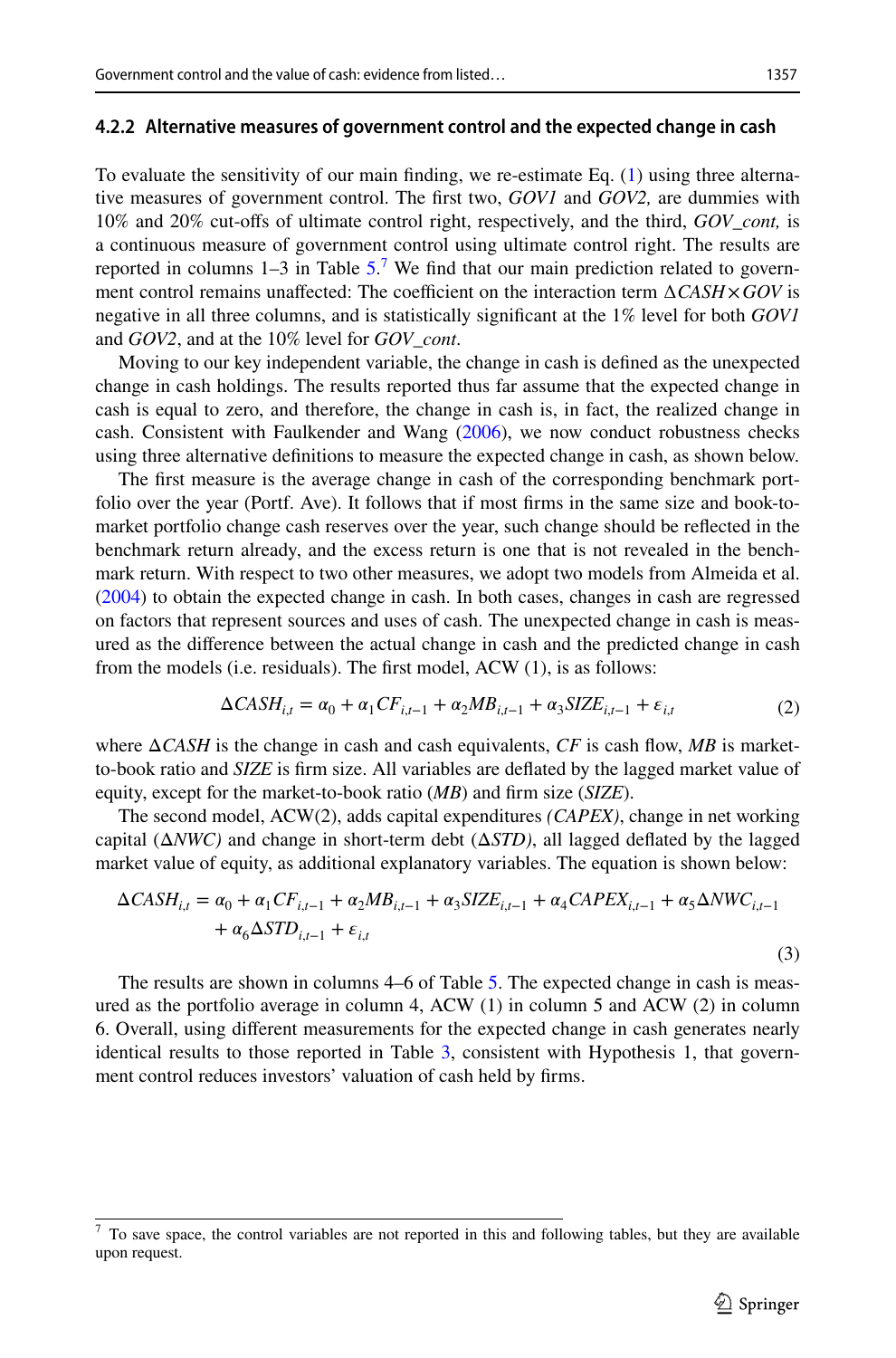#### 4.2.2 Alternative measures of government control and the expected change in cash

To evaluate the sensitivity of our main finding, we re-estimate Eq. (1) using three alternative measures of government control. The first two, *GOV1* and *GOV2,* are dummies with 10% and 20% cut-offs of ultimate control right, respectively, and the third, *GOV_cont,* is a continuous measure of government control using ultimate control right. The results are reported in columns 1–3 in Table 5.[7] We find that our main prediction related to government control remains unaffected: The coefficient on the interaction term $\Delta CASH \times GOV$ is negative in all three columns, and is statistically significant at the 1% level for both *GOV1* and *GOV2*, and at the 10% level for *GOV_cont*.

Moving to our key independent variable, the change in cash is defined as the unexpected change in cash holdings. The results reported thus far assume that the expected change in cash is equal to zero, and therefore, the change in cash is, in fact, the realized change in cash. Consistent with Faulkender and Wang (2006), we now conduct robustness checks using three alternative definitions to measure the expected change in cash, as shown below.

The first measure is the average change in cash of the corresponding benchmark portfolio over the year (Portf. Ave). It follows that if most firms in the same size and book-to-market portfolio change cash reserves over the year, such change should be reflected in the benchmark return already, and the excess return is one that is not revealed in the benchmark return. With respect to two other measures, we adopt two models from Almeida et al. (2004) to obtain the expected change in cash. In both cases, changes in cash are regressed on factors that represent sources and uses of cash. The unexpected change in cash is measured as the difference between the actual change in cash and the predicted change in cash from the models (i.e. residuals). The first model, ACW (1), is as follows:

$$\Delta CASH_{i,t} = \alpha_0 + \alpha_1 CF_{i,t-1} + \alpha_2 MB_{i,t-1} + \alpha_3 SIZE_{i,t-1} + \varepsilon_{i,t} \tag{2}$$

where $\Delta CASH$ is the change in cash and cash equivalents, *CF* is cash flow, *MB* is market-to-book ratio and *SIZE* is firm size. All variables are deflated by the lagged market value of equity, except for the market-to-book ratio (*MB*) and firm size (*SIZE*).

The second model, ACW(2), adds capital expenditures *(CAPEX)*, change in net working capital ($\Delta NWC$) and change in short-term debt ($\Delta STD$), all lagged deflated by the lagged market value of equity, as additional explanatory variables. The equation is shown below:

$$\Delta CASH_{i,t} = \alpha_0 + \alpha_1 CF_{i,t-1} + \alpha_2 MB_{i,t-1} + \alpha_3 SIZE_{i,t-1} + \alpha_4 CAPEX_{i,t-1} + \alpha_5 \Delta NWC_{i,t-1} + \alpha_6 \Delta STD_{i,t-1} + \varepsilon_{i,t} \tag{3}$$

The results are shown in columns 4–6 of Table 5. The expected change in cash is measured as the portfolio average in column 4, ACW (1) in column 5 and ACW (2) in column 6. Overall, using different measurements for the expected change in cash generates nearly identical results to those reported in Table 3, consistent with Hypothesis 1, that government control reduces investors' valuation of cash held by firms.

---

[7] To save space, the control variables are not reported in this and following tables, but they are available upon request.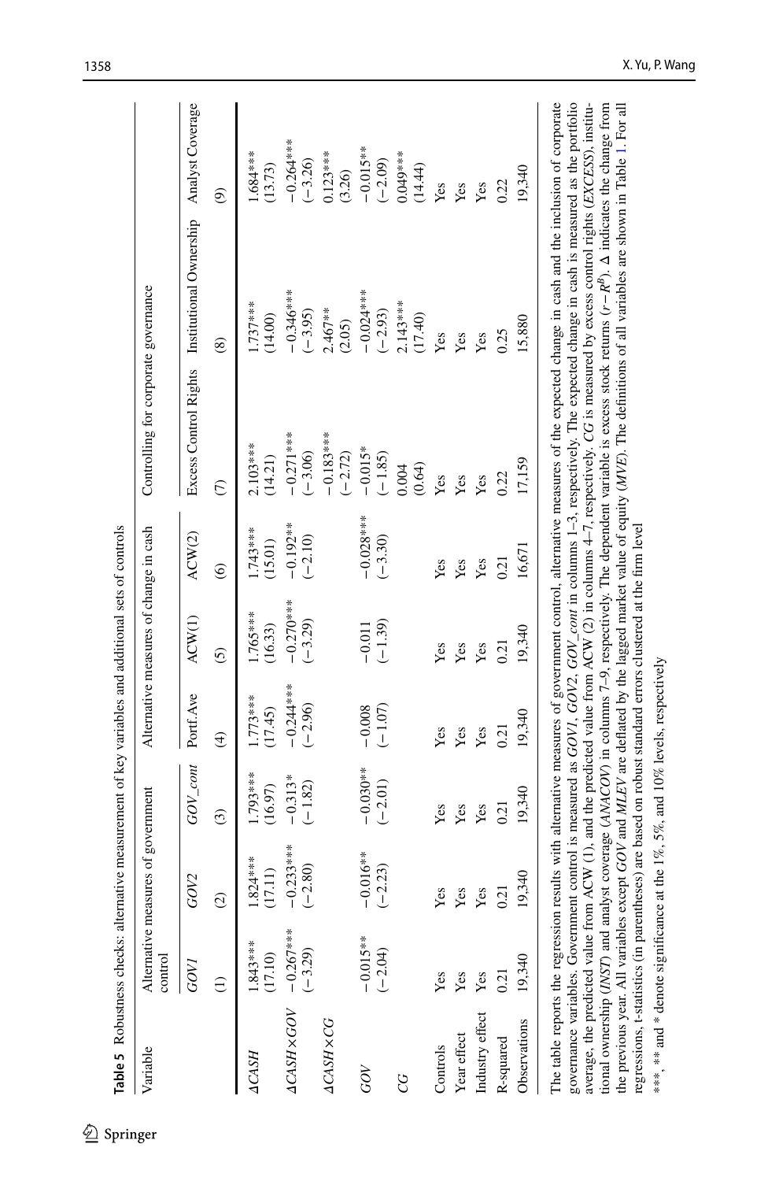**Table 5** Robustness checks: alternative measurement of key variables and additional sets of controls

| Variable | Alternative measures of government control | | | Alternative measures of change in cash | | | Controlling for corporate governance | | |
|---|---|---|---|---|---|---|---|---|---|
| | *GOV1* | *GOV2* | *GOV_cont* | Portf.Ave | ACW(1) | ACW(2) | Excess Control Rights | Institutional Ownership | Analyst Coverage |
| | (1) | (2) | (3) | (4) | (5) | (6) | (7) | (8) | (9) |
| *ΔCASH* | 1.843*** | 1.824*** | 1.793*** | 1.773*** | 1.765*** | 1.743*** | 2.103*** | 1.737*** | 1.684*** |
| | (17.10) | (17.11) | (16.97) | (17.45) | (16.33) | (15.01) | (14.21) | (14.00) | (13.73) |
| *ΔCASH×GOV* | −0.267*** | −0.233*** | −0.313* | −0.244*** | −0.270*** | −0.192** | −0.271*** | −0.346*** | −0.264*** |
| | (−3.29) | (−2.80) | (−1.82) | (−2.96) | (−3.29) | (−2.10) | (−3.06) | (−3.95) | (−3.26) |
| *ΔCASH×CG* | | | | | | | −0.183*** | 2.467** | 0.123*** |
| | | | | | | | (−2.72) | (2.05) | (3.26) |
| *GOV* | −0.015** | −0.016** | −0.030** | −0.008 | −0.011 | −0.028*** | −0.015* | −0.024*** | −0.015** |
| | (−2.04) | (−2.23) | (−2.01) | (−1.07) | (−1.39) | (−3.30) | (−1.85) | (−2.93) | (−2.09) |
| *CG* | | | | | | | 0.004 | 2.143*** | 0.049*** |
| | | | | | | | (0.64) | (17.40) | (14.44) |
| Controls | Yes | Yes | Yes | Yes | Yes | Yes | Yes | Yes | Yes |
| Year effect | Yes | Yes | Yes | Yes | Yes | Yes | Yes | Yes | Yes |
| Industry effect | Yes | Yes | Yes | Yes | Yes | Yes | Yes | Yes | Yes |
| R-squared | 0.21 | 0.21 | 0.21 | 0.21 | 0.21 | 0.21 | 0.22 | 0.25 | 0.22 |
| Observations | 19,340 | 19,340 | 19,340 | 19,340 | 19,340 | 16,671 | 17,159 | 15,880 | 19,340 |

The table reports the regression results with alternative measures of government control, alternative measures of the expected change in cash and the inclusion of corporate governance variables. Government control is measured as *GOV1*, *GOV2*, *GOV_cont* in columns 1–3, respectively. The expected change in cash is measured as the portfolio average, the predicted value from ACW (1), and the predicted value from ACW (2) in columns 4–7, respectively. *CG* is measured by excess control rights (*EXCESS*), institutional ownership (*INST*) and analyst coverage (*ANACOV*) in columns 7–9, respectively. The dependent variable is excess stock returns ($r-R^B$). Δ indicates the change from the previous year. All variables except *GOV* and *MLEV* are deflated by the lagged market value of equity (*MVE*). The definitions of all variables are shown in Table 1. For all regressions, t-statistics (in parentheses) are based on robust standard errors clustered at the firm level

***, ** and * denote significance at the 1%, 5%, and 10% levels, respectively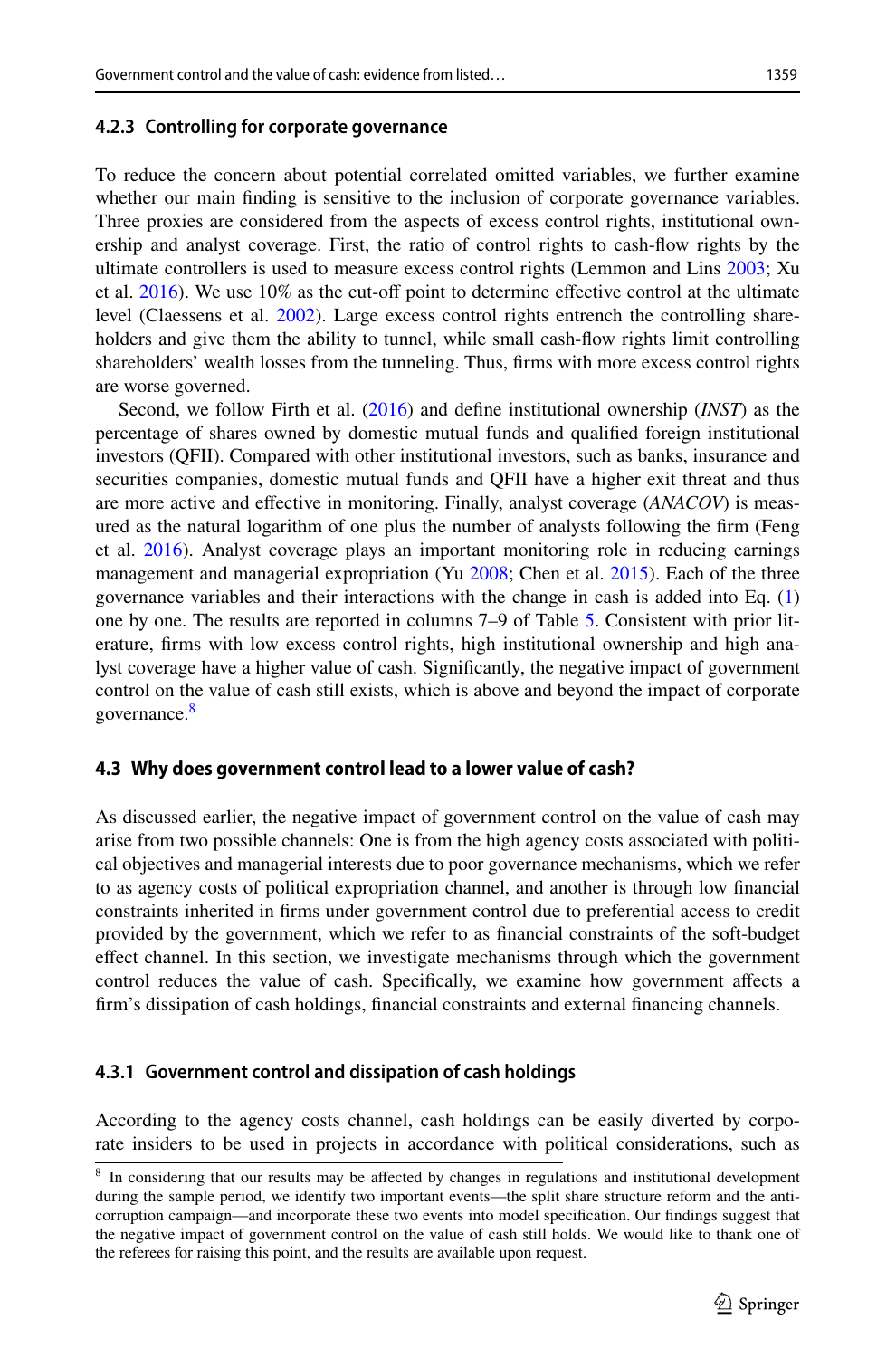#### 4.2.3 Controlling for corporate governance

To reduce the concern about potential correlated omitted variables, we further examine whether our main finding is sensitive to the inclusion of corporate governance variables. Three proxies are considered from the aspects of excess control rights, institutional ownership and analyst coverage. First, the ratio of control rights to cash-flow rights by the ultimate controllers is used to measure excess control rights (Lemmon and Lins 2003; Xu et al. 2016). We use 10% as the cut-off point to determine effective control at the ultimate level (Claessens et al. 2002). Large excess control rights entrench the controlling shareholders and give them the ability to tunnel, while small cash-flow rights limit controlling shareholders' wealth losses from the tunneling. Thus, firms with more excess control rights are worse governed.

Second, we follow Firth et al. (2016) and define institutional ownership (*INST*) as the percentage of shares owned by domestic mutual funds and qualified foreign institutional investors (QFII). Compared with other institutional investors, such as banks, insurance and securities companies, domestic mutual funds and QFII have a higher exit threat and thus are more active and effective in monitoring. Finally, analyst coverage (*ANACOV*) is measured as the natural logarithm of one plus the number of analysts following the firm (Feng et al. 2016). Analyst coverage plays an important monitoring role in reducing earnings management and managerial expropriation (Yu 2008; Chen et al. 2015). Each of the three governance variables and their interactions with the change in cash is added into Eq. (1) one by one. The results are reported in columns 7–9 of Table 5. Consistent with prior literature, firms with low excess control rights, high institutional ownership and high analyst coverage have a higher value of cash. Significantly, the negative impact of government control on the value of cash still exists, which is above and beyond the impact of corporate governance.[8]

### 4.3 Why does government control lead to a lower value of cash?

As discussed earlier, the negative impact of government control on the value of cash may arise from two possible channels: One is from the high agency costs associated with political objectives and managerial interests due to poor governance mechanisms, which we refer to as agency costs of political expropriation channel, and another is through low financial constraints inherited in firms under government control due to preferential access to credit provided by the government, which we refer to as financial constraints of the soft-budget effect channel. In this section, we investigate mechanisms through which the government control reduces the value of cash. Specifically, we examine how government affects a firm's dissipation of cash holdings, financial constraints and external financing channels.

#### 4.3.1 Government control and dissipation of cash holdings

According to the agency costs channel, cash holdings can be easily diverted by corporate insiders to be used in projects in accordance with political considerations, such as

[8] In considering that our results may be affected by changes in regulations and institutional development during the sample period, we identify two important events—the split share structure reform and the anti-corruption campaign—and incorporate these two events into model specification. Our findings suggest that the negative impact of government control on the value of cash still holds. We would like to thank one of the referees for raising this point, and the results are available upon request.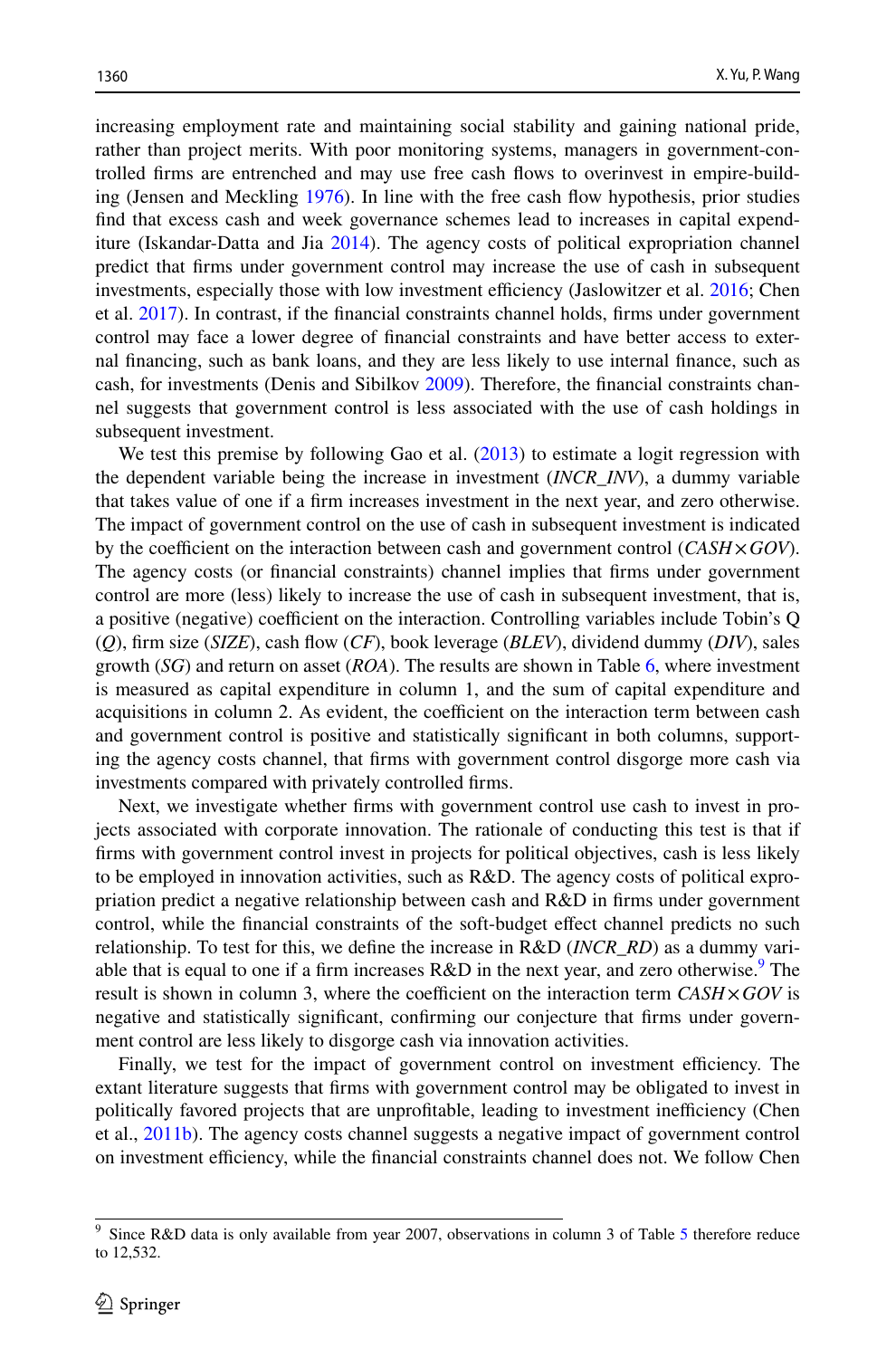increasing employment rate and maintaining social stability and gaining national pride, rather than project merits. With poor monitoring systems, managers in government-controlled firms are entrenched and may use free cash flows to overinvest in empire-building (Jensen and Meckling 1976). In line with the free cash flow hypothesis, prior studies find that excess cash and week governance schemes lead to increases in capital expenditure (Iskandar-Datta and Jia 2014). The agency costs of political expropriation channel predict that firms under government control may increase the use of cash in subsequent investments, especially those with low investment efficiency (Jaslowitzer et al. 2016; Chen et al. 2017). In contrast, if the financial constraints channel holds, firms under government control may face a lower degree of financial constraints and have better access to external financing, such as bank loans, and they are less likely to use internal finance, such as cash, for investments (Denis and Sibilkov 2009). Therefore, the financial constraints channel suggests that government control is less associated with the use of cash holdings in subsequent investment.

We test this premise by following Gao et al. (2013) to estimate a logit regression with the dependent variable being the increase in investment (*INCR_INV*), a dummy variable that takes value of one if a firm increases investment in the next year, and zero otherwise. The impact of government control on the use of cash in subsequent investment is indicated by the coefficient on the interaction between cash and government control ($CASH \times GOV$). The agency costs (or financial constraints) channel implies that firms under government control are more (less) likely to increase the use of cash in subsequent investment, that is, a positive (negative) coefficient on the interaction. Controlling variables include Tobin's Q (*Q*), firm size (*SIZE*), cash flow (*CF*), book leverage (*BLEV*), dividend dummy (*DIV*), sales growth (*SG*) and return on asset (*ROA*). The results are shown in Table 6, where investment is measured as capital expenditure in column 1, and the sum of capital expenditure and acquisitions in column 2. As evident, the coefficient on the interaction term between cash and government control is positive and statistically significant in both columns, supporting the agency costs channel, that firms with government control disgorge more cash via investments compared with privately controlled firms.

Next, we investigate whether firms with government control use cash to invest in projects associated with corporate innovation. The rationale of conducting this test is that if firms with government control invest in projects for political objectives, cash is less likely to be employed in innovation activities, such as R&D. The agency costs of political expropriation predict a negative relationship between cash and R&D in firms under government control, while the financial constraints of the soft-budget effect channel predicts no such relationship. To test for this, we define the increase in R&D (*INCR_RD*) as a dummy variable that is equal to one if a firm increases R&D in the next year, and zero otherwise.[9] The result is shown in column 3, where the coefficient on the interaction term $CASH \times GOV$ is negative and statistically significant, confirming our conjecture that firms under government control are less likely to disgorge cash via innovation activities.

Finally, we test for the impact of government control on investment efficiency. The extant literature suggests that firms with government control may be obligated to invest in politically favored projects that are unprofitable, leading to investment inefficiency (Chen et al., 2011b). The agency costs channel suggests a negative impact of government control on investment efficiency, while the financial constraints channel does not. We follow Chen

[9] Since R&D data is only available from year 2007, observations in column 3 of Table 5 therefore reduce to 12,532.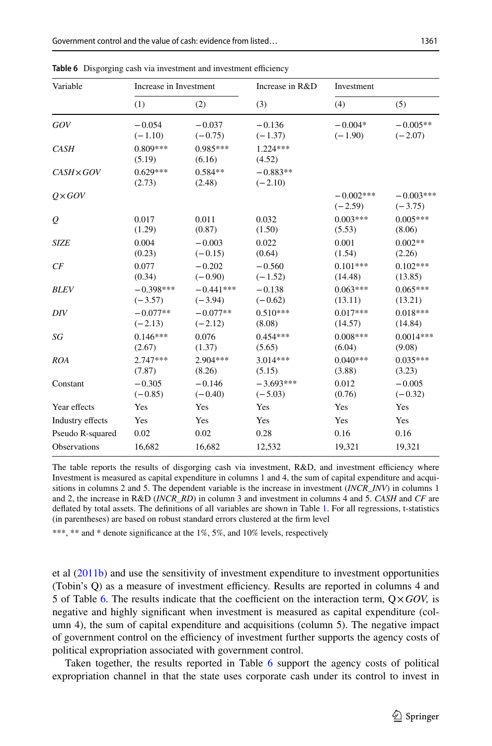**Table 6** Disgorging cash via investment and investment efficiency

| Variable | Increase in Investment | | Increase in R&D | Investment | |
|---|---|---|---|---|---|
| | (1) | (2) | (3) | (4) | (5) |
| *GOV* | −0.054 | −0.037 | −0.136 | −0.004* | −0.005** |
| | (−1.10) | (−0.75) | (−1.37) | (−1.90) | (−2.07) |
| *CASH* | 0.809*** | 0.985*** | 1.224*** | | |
| | (5.19) | (6.16) | (4.52) | | |
| *CASH×GOV* | 0.629*** | 0.584** | −0.883** | | |
| | (2.73) | (2.48) | (−2.10) | | |
| *Q×GOV* | | | | −0.002*** | −0.003*** |
| | | | | (−2.59) | (−3.75) |
| *Q* | 0.017 | 0.011 | 0.032 | 0.003*** | 0.005*** |
| | (1.29) | (0.87) | (1.50) | (5.53) | (8.06) |
| *SIZE* | 0.004 | −0.003 | 0.022 | 0.001 | 0.002** |
| | (0.23) | (−0.15) | (0.64) | (1.54) | (2.26) |
| *CF* | 0.077 | −0.202 | −0.560 | 0.101*** | 0.102*** |
| | (0.34) | (−0.90) | (−1.52) | (14.48) | (13.85) |
| *BLEV* | −0.398*** | −0.441*** | −0.138 | 0.063*** | 0.065*** |
| | (−3.57) | (−3.94) | (−0.62) | (13.11) | (13.21) |
| *DIV* | −0.077** | −0.077** | 0.510*** | 0.017*** | 0.018*** |
| | (−2.13) | (−2.12) | (8.08) | (14.57) | (14.84) |
| *SG* | 0.146*** | 0.076 | 0.454*** | 0.008*** | 0.0014*** |
| | (2.67) | (1.37) | (5.65) | (6.04) | (9.08) |
| *ROA* | 2.747*** | 2.904*** | 3.014*** | 0.040*** | 0.035*** |
| | (7.87) | (8.26) | (5.15) | (3.88) | (3.23) |
| Constant | −0.305 | −0.146 | −3.693*** | 0.012 | −0.005 |
| | (−0.85) | (−0.40) | (−5.03) | (0.76) | (−0.32) |
| Year effects | Yes | Yes | Yes | Yes | Yes |
| Industry effects | Yes | Yes | Yes | Yes | Yes |
| Pseudo R-squared | 0.02 | 0.02 | 0.28 | 0.16 | 0.16 |
| Observations | 16,682 | 16,682 | 12,532 | 19,321 | 19,321 |

The table reports the results of disgorging cash via investment, R&D, and investment efficiency where Investment is measured as capital expenditure in columns 1 and 4, the sum of capital expenditure and acquisitions in columns 2 and 5. The dependent variable is the increase in investment (*INCR_INV*) in columns 1 and 2, the increase in R&D (*INCR_RD*) in column 3 and investment in columns 4 and 5. *CASH* and *CF* are deflated by total assets. The definitions of all variables are shown in Table 1. For all regressions, t-statistics (in parentheses) are based on robust standard errors clustered at the firm level

***, ** and * denote significance at the 1%, 5%, and 10% levels, respectively

et al (2011b) and use the sensitivity of investment expenditure to investment opportunities (Tobin's Q) as a measure of investment efficiency. Results are reported in columns 4 and 5 of Table 6. The results indicate that the coefficient on the interaction term, Q×*GOV,* is negative and highly significant when investment is measured as capital expenditure (column 4), the sum of capital expenditure and acquisitions (column 5). The negative impact of government control on the efficiency of investment further supports the agency costs of political expropriation associated with government control.

Taken together, the results reported in Table 6 support the agency costs of political expropriation channel in that the state uses corporate cash under its control to invest in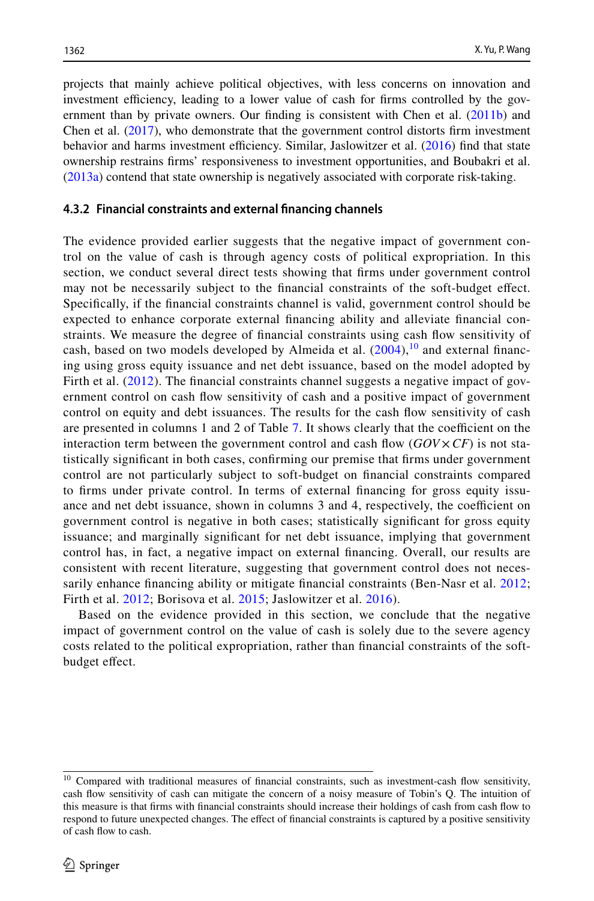projects that mainly achieve political objectives, with less concerns on innovation and investment efficiency, leading to a lower value of cash for firms controlled by the government than by private owners. Our finding is consistent with Chen et al. (2011b) and Chen et al. (2017), who demonstrate that the government control distorts firm investment behavior and harms investment efficiency. Similar, Jaslowitzer et al. (2016) find that state ownership restrains firms' responsiveness to investment opportunities, and Boubakri et al. (2013a) contend that state ownership is negatively associated with corporate risk-taking.

### 4.3.2 Financial constraints and external financing channels

The evidence provided earlier suggests that the negative impact of government control on the value of cash is through agency costs of political expropriation. In this section, we conduct several direct tests showing that firms under government control may not be necessarily subject to the financial constraints of the soft-budget effect. Specifically, if the financial constraints channel is valid, government control should be expected to enhance corporate external financing ability and alleviate financial constraints. We measure the degree of financial constraints using cash flow sensitivity of cash, based on two models developed by Almeida et al. (2004),[10] and external financing using gross equity issuance and net debt issuance, based on the model adopted by Firth et al. (2012). The financial constraints channel suggests a negative impact of government control on cash flow sensitivity of cash and a positive impact of government control on equity and debt issuances. The results for the cash flow sensitivity of cash are presented in columns 1 and 2 of Table 7. It shows clearly that the coefficient on the interaction term between the government control and cash flow ($GOV \times CF$) is not statistically significant in both cases, confirming our premise that firms under government control are not particularly subject to soft-budget on financial constraints compared to firms under private control. In terms of external financing for gross equity issuance and net debt issuance, shown in columns 3 and 4, respectively, the coefficient on government control is negative in both cases; statistically significant for gross equity issuance; and marginally significant for net debt issuance, implying that government control has, in fact, a negative impact on external financing. Overall, our results are consistent with recent literature, suggesting that government control does not necessarily enhance financing ability or mitigate financial constraints (Ben-Nasr et al. 2012; Firth et al. 2012; Borisova et al. 2015; Jaslowitzer et al. 2016).

Based on the evidence provided in this section, we conclude that the negative impact of government control on the value of cash is solely due to the severe agency costs related to the political expropriation, rather than financial constraints of the soft-budget effect.

---

[10] Compared with traditional measures of financial constraints, such as investment-cash flow sensitivity, cash flow sensitivity of cash can mitigate the concern of a noisy measure of Tobin's Q. The intuition of this measure is that firms with financial constraints should increase their holdings of cash from cash flow to respond to future unexpected changes. The effect of financial constraints is captured by a positive sensitivity of cash flow to cash.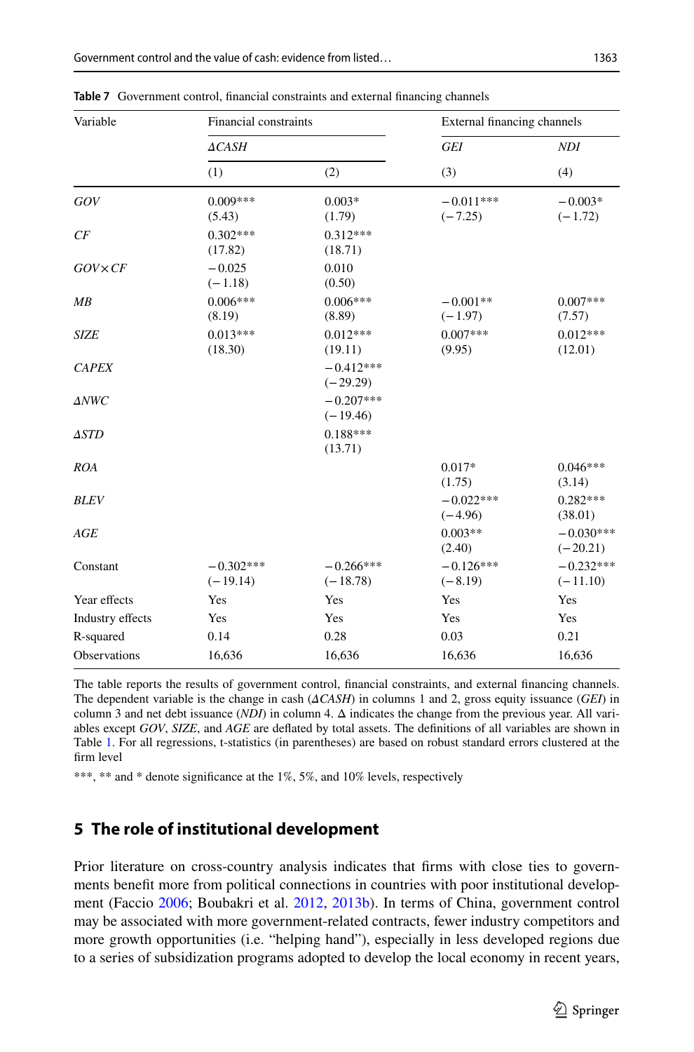**Table 7** Government control, financial constraints and external financing channels

| Variable | Financial constraints | | External financing channels | |
|---|---|---|---|---|
| | *ΔCASH* | | *GEI* | *NDI* |
| | (1) | (2) | (3) | (4) |
| *GOV* | 0.009***<br>(5.43) | 0.003*<br>(1.79) | −0.011***<br>(−7.25) | −0.003*<br>(−1.72) |
| *CF* | 0.302***<br>(17.82) | 0.312***<br>(18.71) | | |
| *GOV×CF* | −0.025<br>(−1.18) | 0.010<br>(0.50) | | |
| *MB* | 0.006***<br>(8.19) | 0.006***<br>(8.89) | −0.001**<br>(−1.97) | 0.007***<br>(7.57) |
| *SIZE* | 0.013***<br>(18.30) | 0.012***<br>(19.11) | 0.007***<br>(9.95) | 0.012***<br>(12.01) |
| *CAPEX* | | −0.412***<br>(−29.29) | | |
| *ΔNWC* | | −0.207***<br>(−19.46) | | |
| *ΔSTD* | | 0.188***<br>(13.71) | | |
| *ROA* | | | 0.017*<br>(1.75) | 0.046***<br>(3.14) |
| *BLEV* | | | −0.022***<br>(−4.96) | 0.282***<br>(38.01) |
| *AGE* | | | 0.003**<br>(2.40) | −0.030***<br>(−20.21) |
| Constant | −0.302***<br>(−19.14) | −0.266***<br>(−18.78) | −0.126***<br>(−8.19) | −0.232***<br>(−11.10) |
| Year effects | Yes | Yes | Yes | Yes |
| Industry effects | Yes | Yes | Yes | Yes |
| R-squared | 0.14 | 0.28 | 0.03 | 0.21 |
| Observations | 16,636 | 16,636 | 16,636 | 16,636 |

The table reports the results of government control, financial constraints, and external financing channels. The dependent variable is the change in cash (*ΔCASH*) in columns 1 and 2, gross equity issuance (*GEI*) in column 3 and net debt issuance (*NDI*) in column 4. Δ indicates the change from the previous year. All variables except *GOV*, *SIZE*, and *AGE* are deflated by total assets. The definitions of all variables are shown in Table 1. For all regressions, t-statistics (in parentheses) are based on robust standard errors clustered at the firm level

***, ** and * denote significance at the 1%, 5%, and 10% levels, respectively

## 5 The role of institutional development

Prior literature on cross-country analysis indicates that firms with close ties to governments benefit more from political connections in countries with poor institutional development (Faccio 2006; Boubakri et al. 2012, 2013b). In terms of China, government control may be associated with more government-related contracts, fewer industry competitors and more growth opportunities (i.e. "helping hand"), especially in less developed regions due to a series of subsidization programs adopted to develop the local economy in recent years,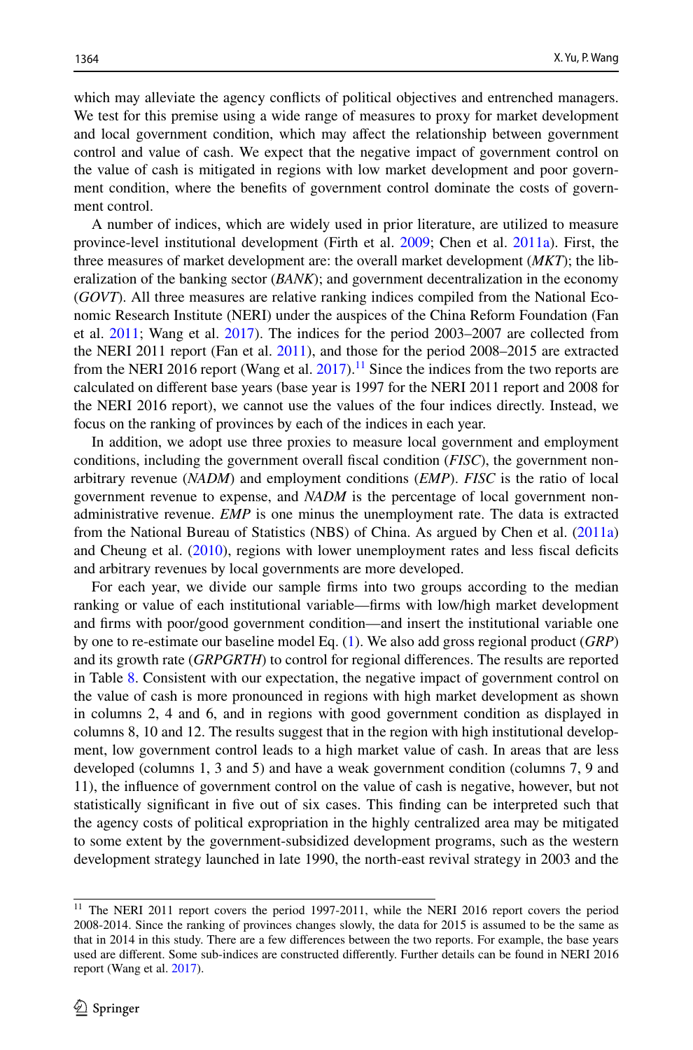which may alleviate the agency conflicts of political objectives and entrenched managers. We test for this premise using a wide range of measures to proxy for market development and local government condition, which may affect the relationship between government control and value of cash. We expect that the negative impact of government control on the value of cash is mitigated in regions with low market development and poor government condition, where the benefits of government control dominate the costs of government control.

A number of indices, which are widely used in prior literature, are utilized to measure province-level institutional development (Firth et al. 2009; Chen et al. 2011a). First, the three measures of market development are: the overall market development (*MKT*); the liberalization of the banking sector (*BANK*); and government decentralization in the economy (*GOVT*). All three measures are relative ranking indices compiled from the National Economic Research Institute (NERI) under the auspices of the China Reform Foundation (Fan et al. 2011; Wang et al. 2017). The indices for the period 2003–2007 are collected from the NERI 2011 report (Fan et al. 2011), and those for the period 2008–2015 are extracted from the NERI 2016 report (Wang et al. 2017).[11] Since the indices from the two reports are calculated on different base years (base year is 1997 for the NERI 2011 report and 2008 for the NERI 2016 report), we cannot use the values of the four indices directly. Instead, we focus on the ranking of provinces by each of the indices in each year.

In addition, we adopt use three proxies to measure local government and employment conditions, including the government overall fiscal condition (*FISC*), the government non-arbitrary revenue (*NADM*) and employment conditions (*EMP*). *FISC* is the ratio of local government revenue to expense, and *NADM* is the percentage of local government non-administrative revenue. *EMP* is one minus the unemployment rate. The data is extracted from the National Bureau of Statistics (NBS) of China. As argued by Chen et al. (2011a) and Cheung et al. (2010), regions with lower unemployment rates and less fiscal deficits and arbitrary revenues by local governments are more developed.

For each year, we divide our sample firms into two groups according to the median ranking or value of each institutional variable—firms with low/high market development and firms with poor/good government condition—and insert the institutional variable one by one to re-estimate our baseline model Eq. (1). We also add gross regional product (*GRP*) and its growth rate (*GRPGRTH*) to control for regional differences. The results are reported in Table 8. Consistent with our expectation, the negative impact of government control on the value of cash is more pronounced in regions with high market development as shown in columns 2, 4 and 6, and in regions with good government condition as displayed in columns 8, 10 and 12. The results suggest that in the region with high institutional development, low government control leads to a high market value of cash. In areas that are less developed (columns 1, 3 and 5) and have a weak government condition (columns 7, 9 and 11), the influence of government control on the value of cash is negative, however, but not statistically significant in five out of six cases. This finding can be interpreted such that the agency costs of political expropriation in the highly centralized area may be mitigated to some extent by the government-subsidized development programs, such as the western development strategy launched in late 1990, the north-east revival strategy in 2003 and the

[11] The NERI 2011 report covers the period 1997-2011, while the NERI 2016 report covers the period 2008-2014. Since the ranking of provinces changes slowly, the data for 2015 is assumed to be the same as that in 2014 in this study. There are a few differences between the two reports. For example, the base years used are different. Some sub-indices are constructed differently. Further details can be found in NERI 2016 report (Wang et al. 2017).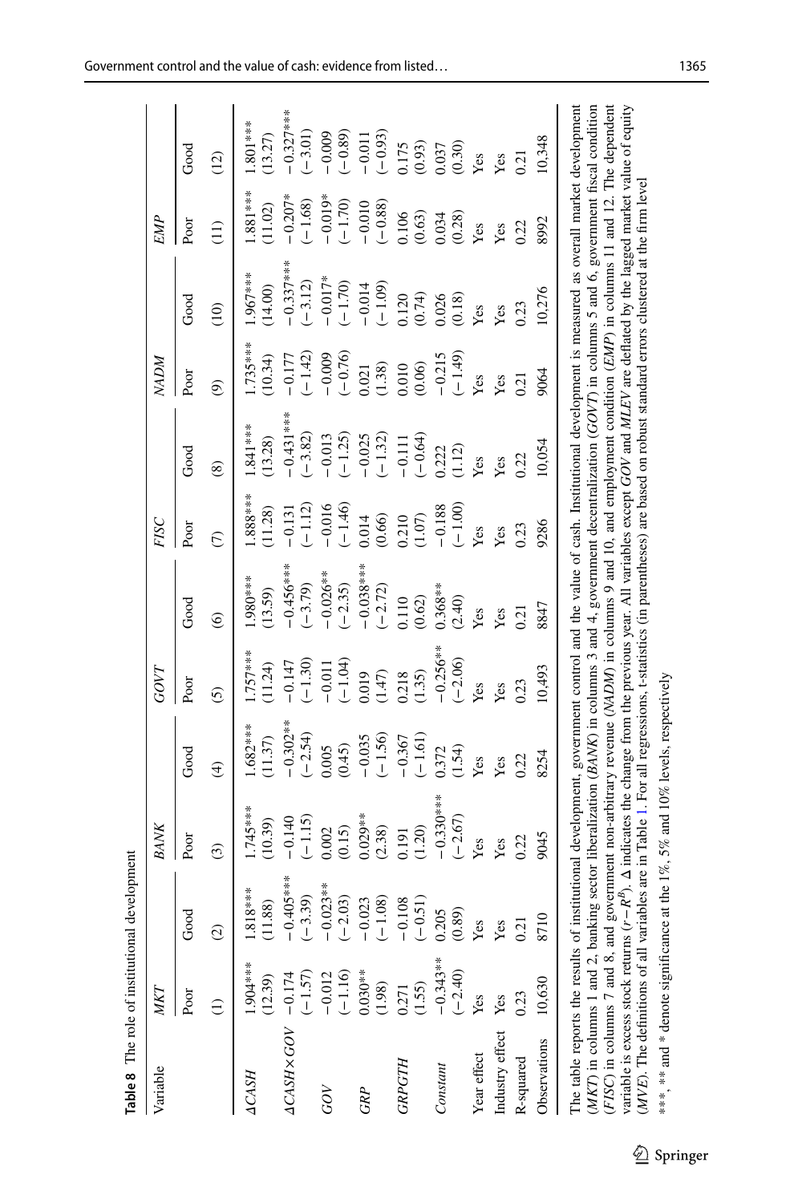**Table 8** The role of institutional development

| Variable | *MKT* | | *BANK* | | *GOVT* | | *FISC* | | *NADM* | | *EMP* | |
|---|---|---|---|---|---|---|---|---|---|---|---|---|
| | Poor | Good | Poor | Good | Poor | Good | Poor | Good | Poor | Good | Poor | Good |
| | (1) | (2) | (3) | (4) | (5) | (6) | (7) | (8) | (9) | (10) | (11) | (12) |
| *ΔCASH* | 1.904*** | 1.818*** | 1.745*** | 1.682*** | 1.757*** | 1.980*** | 1.888*** | 1.841*** | 1.735*** | 1.967*** | 1.881*** | 1.801*** |
| | (12.39) | (11.88) | (10.39) | (11.37) | (11.24) | (13.59) | (11.28) | (13.28) | (10.34) | (14.00) | (11.02) | (13.27) |
| *ΔCASH×GOV* | −0.174 | −0.405*** | −0.140 | −0.302** | −0.147 | −0.456*** | −0.131 | −0.431*** | −0.177 | −0.337*** | −0.207* | −0.327*** |
| | (−1.57) | (−3.39) | (−1.15) | (−2.54) | (−1.30) | (−3.79) | (−1.12) | (−3.82) | (−1.42) | (−3.12) | (−1.68) | (−3.01) |
| *GOV* | −0.012 | −0.023** | 0.002 | 0.005 | −0.011 | −0.026** | −0.016 | −0.013 | −0.009 | −0.017* | −0.019* | −0.009 |
| | (−1.16) | (−2.03) | (0.15) | (0.45) | (−1.04) | (−2.35) | (−1.46) | (−1.25) | (−0.76) | (−1.70) | (−1.70) | (−0.89) |
| *GRP* | 0.030** | −0.023 | 0.029** | −0.035 | 0.019 | −0.038*** | 0.014 | −0.025 | 0.021 | −0.014 | −0.010 | −0.011 |
| | (1.98) | (−1.08) | (2.38) | (−1.56) | (1.47) | (−2.72) | (0.66) | (−1.32) | (1.38) | (−1.09) | (−0.88) | (−0.93) |
| *GRPGTH* | 0.271 | −0.108 | 0.191 | −0.367 | 0.218 | 0.110 | 0.210 | −0.111 | 0.010 | 0.120 | 0.106 | 0.175 |
| | (1.55) | (−0.51) | (1.20) | (−1.61) | (1.35) | (0.62) | (1.07) | (−0.64) | (0.06) | (0.74) | (0.63) | (0.93) |
| *Constant* | −0.343** | 0.205 | −0.330*** | 0.372 | −0.256** | 0.368** | −0.188 | 0.222 | −0.215 | 0.026 | 0.034 | 0.037 |
| | (−2.40) | (0.89) | (−2.67) | (1.54) | (−2.06) | (2.40) | (−1.00) | (1.12) | (−1.49) | (0.18) | (0.28) | (0.30) |
| Year effect | Yes | Yes | Yes | Yes | Yes | Yes | Yes | Yes | Yes | Yes | Yes | Yes |
| Industry effect | Yes | Yes | Yes | Yes | Yes | Yes | Yes | Yes | Yes | Yes | Yes | Yes |
| R-squared | 0.23 | 0.21 | 0.22 | 0.22 | 0.23 | 0.21 | 0.23 | 0.22 | 0.21 | 0.23 | 0.22 | 0.21 |
| Observations | 10,630 | 8710 | 9045 | 8254 | 10,493 | 8847 | 9286 | 10,054 | 9064 | 10,276 | 8992 | 10,348 |

The table reports the results of institutional development, government control and the value of cash. Institutional development is measured as overall market development (*MKT*) in columns 1 and 2, banking sector liberalization (*BANK*) in columns 3 and 4, government decentralization (*GOVT*) in columns 5 and 6, government fiscal condition (*FISC*) in columns 7 and 8, and government non-arbitrary revenue (*NADM*) in columns 9 and 10, and employment condition (*EMP*) in columns 11 and 12. The dependent variable is excess stock returns ($r-R^B$). Δ indicates the change from the previous year. All variables except *GOV* and *MLEV* are deflated by the lagged market value of equity (*MVE*). The definitions of all variables are in Table 1. For all regressions, t-statistics (in parentheses) are based on robust standard errors clustered at the firm level

***, ** and * denote significance at the 1%, 5% and 10% levels, respectively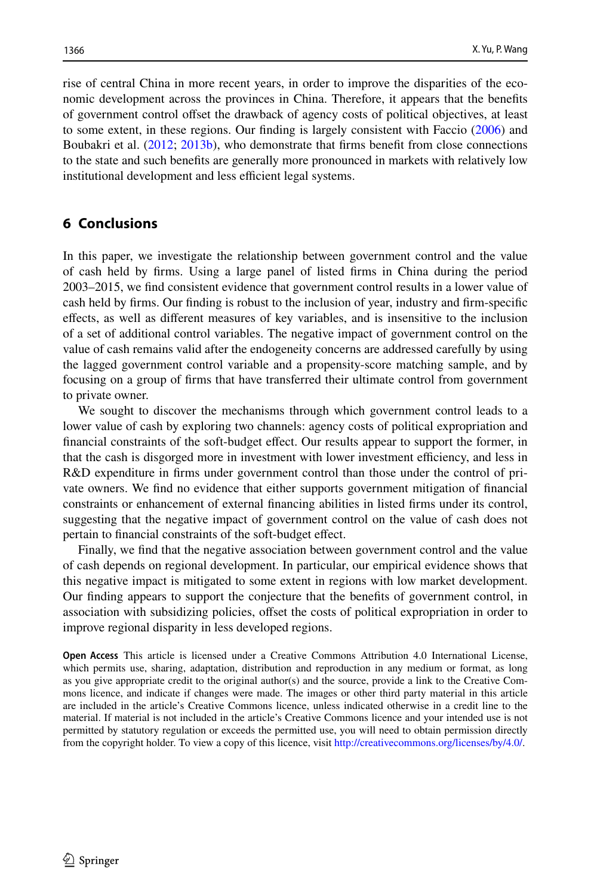rise of central China in more recent years, in order to improve the disparities of the economic development across the provinces in China. Therefore, it appears that the benefits of government control offset the drawback of agency costs of political objectives, at least to some extent, in these regions. Our finding is largely consistent with Faccio (2006) and Boubakri et al. (2012; 2013b), who demonstrate that firms benefit from close connections to the state and such benefits are generally more pronounced in markets with relatively low institutional development and less efficient legal systems.

## 6 Conclusions

In this paper, we investigate the relationship between government control and the value of cash held by firms. Using a large panel of listed firms in China during the period 2003–2015, we find consistent evidence that government control results in a lower value of cash held by firms. Our finding is robust to the inclusion of year, industry and firm-specific effects, as well as different measures of key variables, and is insensitive to the inclusion of a set of additional control variables. The negative impact of government control on the value of cash remains valid after the endogeneity concerns are addressed carefully by using the lagged government control variable and a propensity-score matching sample, and by focusing on a group of firms that have transferred their ultimate control from government to private owner.

We sought to discover the mechanisms through which government control leads to a lower value of cash by exploring two channels: agency costs of political expropriation and financial constraints of the soft-budget effect. Our results appear to support the former, in that the cash is disgorged more in investment with lower investment efficiency, and less in R&D expenditure in firms under government control than those under the control of private owners. We find no evidence that either supports government mitigation of financial constraints or enhancement of external financing abilities in listed firms under its control, suggesting that the negative impact of government control on the value of cash does not pertain to financial constraints of the soft-budget effect.

Finally, we find that the negative association between government control and the value of cash depends on regional development. In particular, our empirical evidence shows that this negative impact is mitigated to some extent in regions with low market development. Our finding appears to support the conjecture that the benefits of government control, in association with subsidizing policies, offset the costs of political expropriation in order to improve regional disparity in less developed regions.

**Open Access** This article is licensed under a Creative Commons Attribution 4.0 International License, which permits use, sharing, adaptation, distribution and reproduction in any medium or format, as long as you give appropriate credit to the original author(s) and the source, provide a link to the Creative Commons licence, and indicate if changes were made. The images or other third party material in this article are included in the article's Creative Commons licence, unless indicated otherwise in a credit line to the material. If material is not included in the article's Creative Commons licence and your intended use is not permitted by statutory regulation or exceeds the permitted use, you will need to obtain permission directly from the copyright holder. To view a copy of this licence, visit http://creativecommons.org/licenses/by/4.0/.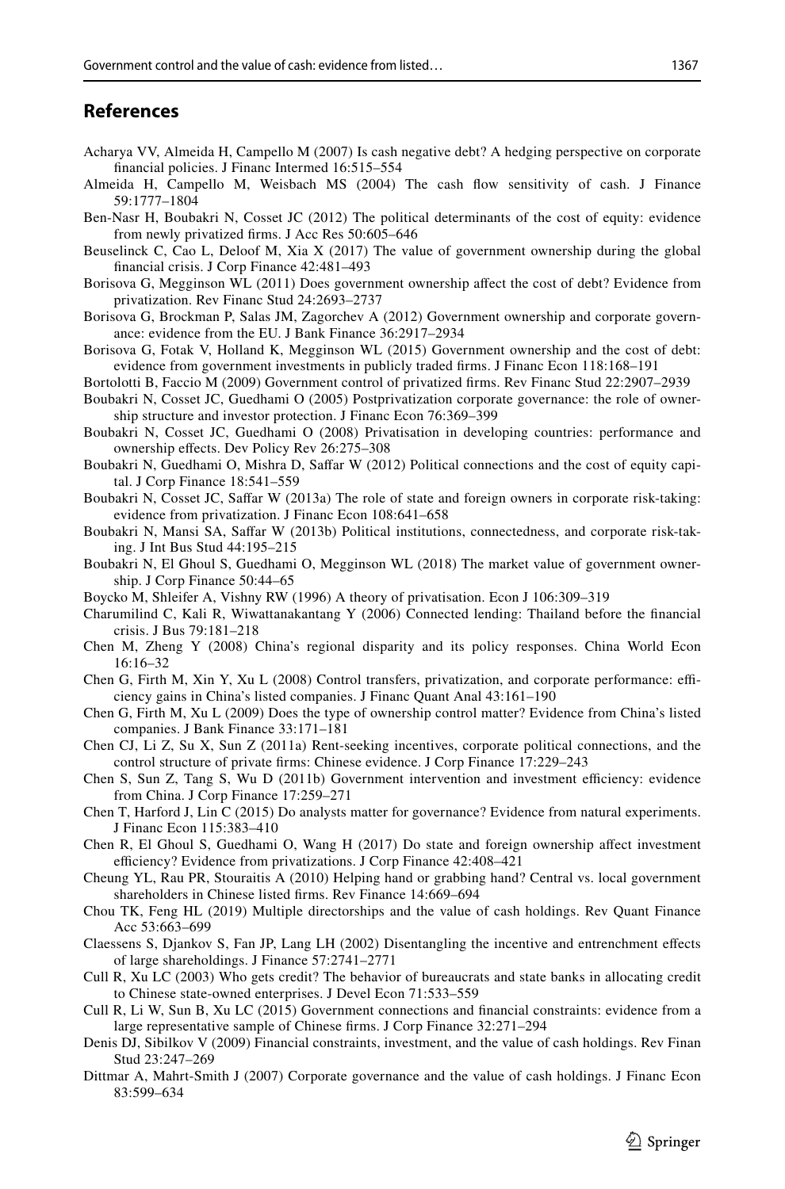## References

Acharya VV, Almeida H, Campello M (2007) Is cash negative debt? A hedging perspective on corporate financial policies. J Financ Intermed 16:515–554

Almeida H, Campello M, Weisbach MS (2004) The cash flow sensitivity of cash. J Finance 59:1777–1804

Ben-Nasr H, Boubakri N, Cosset JC (2012) The political determinants of the cost of equity: evidence from newly privatized firms. J Acc Res 50:605–646

Beuselinck C, Cao L, Deloof M, Xia X (2017) The value of government ownership during the global financial crisis. J Corp Finance 42:481–493

Borisova G, Megginson WL (2011) Does government ownership affect the cost of debt? Evidence from privatization. Rev Financ Stud 24:2693–2737

Borisova G, Brockman P, Salas JM, Zagorchev A (2012) Government ownership and corporate governance: evidence from the EU. J Bank Finance 36:2917–2934

Borisova G, Fotak V, Holland K, Megginson WL (2015) Government ownership and the cost of debt: evidence from government investments in publicly traded firms. J Financ Econ 118:168–191

Bortolotti B, Faccio M (2009) Government control of privatized firms. Rev Financ Stud 22:2907–2939

Boubakri N, Cosset JC, Guedhami O (2005) Postprivatization corporate governance: the role of ownership structure and investor protection. J Financ Econ 76:369–399

Boubakri N, Cosset JC, Guedhami O (2008) Privatisation in developing countries: performance and ownership effects. Dev Policy Rev 26:275–308

Boubakri N, Guedhami O, Mishra D, Saffar W (2012) Political connections and the cost of equity capital. J Corp Finance 18:541–559

Boubakri N, Cosset JC, Saffar W (2013a) The role of state and foreign owners in corporate risk-taking: evidence from privatization. J Financ Econ 108:641–658

Boubakri N, Mansi SA, Saffar W (2013b) Political institutions, connectedness, and corporate risk-taking. J Int Bus Stud 44:195–215

Boubakri N, El Ghoul S, Guedhami O, Megginson WL (2018) The market value of government ownership. J Corp Finance 50:44–65

Boycko M, Shleifer A, Vishny RW (1996) A theory of privatisation. Econ J 106:309–319

Charumilind C, Kali R, Wiwattanakantang Y (2006) Connected lending: Thailand before the financial crisis. J Bus 79:181–218

Chen M, Zheng Y (2008) China's regional disparity and its policy responses. China World Econ 16:16–32

Chen G, Firth M, Xin Y, Xu L (2008) Control transfers, privatization, and corporate performance: efficiency gains in China's listed companies. J Financ Quant Anal 43:161–190

Chen G, Firth M, Xu L (2009) Does the type of ownership control matter? Evidence from China's listed companies. J Bank Finance 33:171–181

Chen CJ, Li Z, Su X, Sun Z (2011a) Rent-seeking incentives, corporate political connections, and the control structure of private firms: Chinese evidence. J Corp Finance 17:229–243

Chen S, Sun Z, Tang S, Wu D (2011b) Government intervention and investment efficiency: evidence from China. J Corp Finance 17:259–271

Chen T, Harford J, Lin C (2015) Do analysts matter for governance? Evidence from natural experiments. J Financ Econ 115:383–410

Chen R, El Ghoul S, Guedhami O, Wang H (2017) Do state and foreign ownership affect investment efficiency? Evidence from privatizations. J Corp Finance 42:408–421

Cheung YL, Rau PR, Stouraitis A (2010) Helping hand or grabbing hand? Central vs. local government shareholders in Chinese listed firms. Rev Finance 14:669–694

Chou TK, Feng HL (2019) Multiple directorships and the value of cash holdings. Rev Quant Finance Acc 53:663–699

Claessens S, Djankov S, Fan JP, Lang LH (2002) Disentangling the incentive and entrenchment effects of large shareholdings. J Finance 57:2741–2771

Cull R, Xu LC (2003) Who gets credit? The behavior of bureaucrats and state banks in allocating credit to Chinese state-owned enterprises. J Devel Econ 71:533–559

Cull R, Li W, Sun B, Xu LC (2015) Government connections and financial constraints: evidence from a large representative sample of Chinese firms. J Corp Finance 32:271–294

Denis DJ, Sibilkov V (2009) Financial constraints, investment, and the value of cash holdings. Rev Finan Stud 23:247–269

Dittmar A, Mahrt-Smith J (2007) Corporate governance and the value of cash holdings. J Financ Econ 83:599–634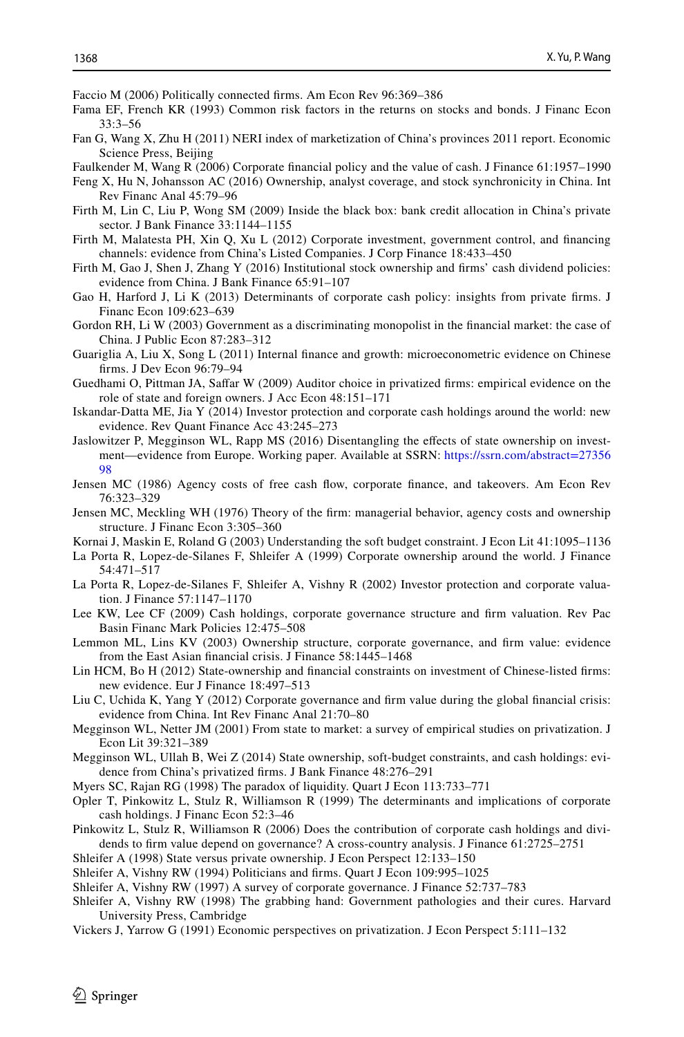Faccio M (2006) Politically connected firms. Am Econ Rev 96:369–386

Fama EF, French KR (1993) Common risk factors in the returns on stocks and bonds. J Financ Econ 33:3–56

Fan G, Wang X, Zhu H (2011) NERI index of marketization of China's provinces 2011 report. Economic Science Press, Beijing

Faulkender M, Wang R (2006) Corporate financial policy and the value of cash. J Finance 61:1957–1990

Feng X, Hu N, Johansson AC (2016) Ownership, analyst coverage, and stock synchronicity in China. Int Rev Financ Anal 45:79–96

Firth M, Lin C, Liu P, Wong SM (2009) Inside the black box: bank credit allocation in China's private sector. J Bank Finance 33:1144–1155

Firth M, Malatesta PH, Xin Q, Xu L (2012) Corporate investment, government control, and financing channels: evidence from China's Listed Companies. J Corp Finance 18:433–450

Firth M, Gao J, Shen J, Zhang Y (2016) Institutional stock ownership and firms' cash dividend policies: evidence from China. J Bank Finance 65:91–107

Gao H, Harford J, Li K (2013) Determinants of corporate cash policy: insights from private firms. J Financ Econ 109:623–639

Gordon RH, Li W (2003) Government as a discriminating monopolist in the financial market: the case of China. J Public Econ 87:283–312

Guariglia A, Liu X, Song L (2011) Internal finance and growth: microeconometric evidence on Chinese firms. J Dev Econ 96:79–94

Guedhami O, Pittman JA, Saffar W (2009) Auditor choice in privatized firms: empirical evidence on the role of state and foreign owners. J Acc Econ 48:151–171

Iskandar-Datta ME, Jia Y (2014) Investor protection and corporate cash holdings around the world: new evidence. Rev Quant Finance Acc 43:245–273

Jaslowitzer P, Megginson WL, Rapp MS (2016) Disentangling the effects of state ownership on investment—evidence from Europe. Working paper. Available at SSRN: https://ssrn.com/abstract=2735698

Jensen MC (1986) Agency costs of free cash flow, corporate finance, and takeovers. Am Econ Rev 76:323–329

Jensen MC, Meckling WH (1976) Theory of the firm: managerial behavior, agency costs and ownership structure. J Financ Econ 3:305–360

Kornai J, Maskin E, Roland G (2003) Understanding the soft budget constraint. J Econ Lit 41:1095–1136

La Porta R, Lopez-de-Silanes F, Shleifer A (1999) Corporate ownership around the world. J Finance 54:471–517

La Porta R, Lopez-de-Silanes F, Shleifer A, Vishny R (2002) Investor protection and corporate valuation. J Finance 57:1147–1170

Lee KW, Lee CF (2009) Cash holdings, corporate governance structure and firm valuation. Rev Pac Basin Financ Mark Policies 12:475–508

Lemmon ML, Lins KV (2003) Ownership structure, corporate governance, and firm value: evidence from the East Asian financial crisis. J Finance 58:1445–1468

Lin HCM, Bo H (2012) State-ownership and financial constraints on investment of Chinese-listed firms: new evidence. Eur J Finance 18:497–513

Liu C, Uchida K, Yang Y (2012) Corporate governance and firm value during the global financial crisis: evidence from China. Int Rev Financ Anal 21:70–80

Megginson WL, Netter JM (2001) From state to market: a survey of empirical studies on privatization. J Econ Lit 39:321–389

Megginson WL, Ullah B, Wei Z (2014) State ownership, soft-budget constraints, and cash holdings: evidence from China's privatized firms. J Bank Finance 48:276–291

Myers SC, Rajan RG (1998) The paradox of liquidity. Quart J Econ 113:733–771

Opler T, Pinkowitz L, Stulz R, Williamson R (1999) The determinants and implications of corporate cash holdings. J Financ Econ 52:3–46

Pinkowitz L, Stulz R, Williamson R (2006) Does the contribution of corporate cash holdings and dividends to firm value depend on governance? A cross-country analysis. J Finance 61:2725–2751

Shleifer A (1998) State versus private ownership. J Econ Perspect 12:133–150

Shleifer A, Vishny RW (1994) Politicians and firms. Quart J Econ 109:995–1025

Shleifer A, Vishny RW (1997) A survey of corporate governance. J Finance 52:737–783

Shleifer A, Vishny RW (1998) The grabbing hand: Government pathologies and their cures. Harvard University Press, Cambridge

Vickers J, Yarrow G (1991) Economic perspectives on privatization. J Econ Perspect 5:111–132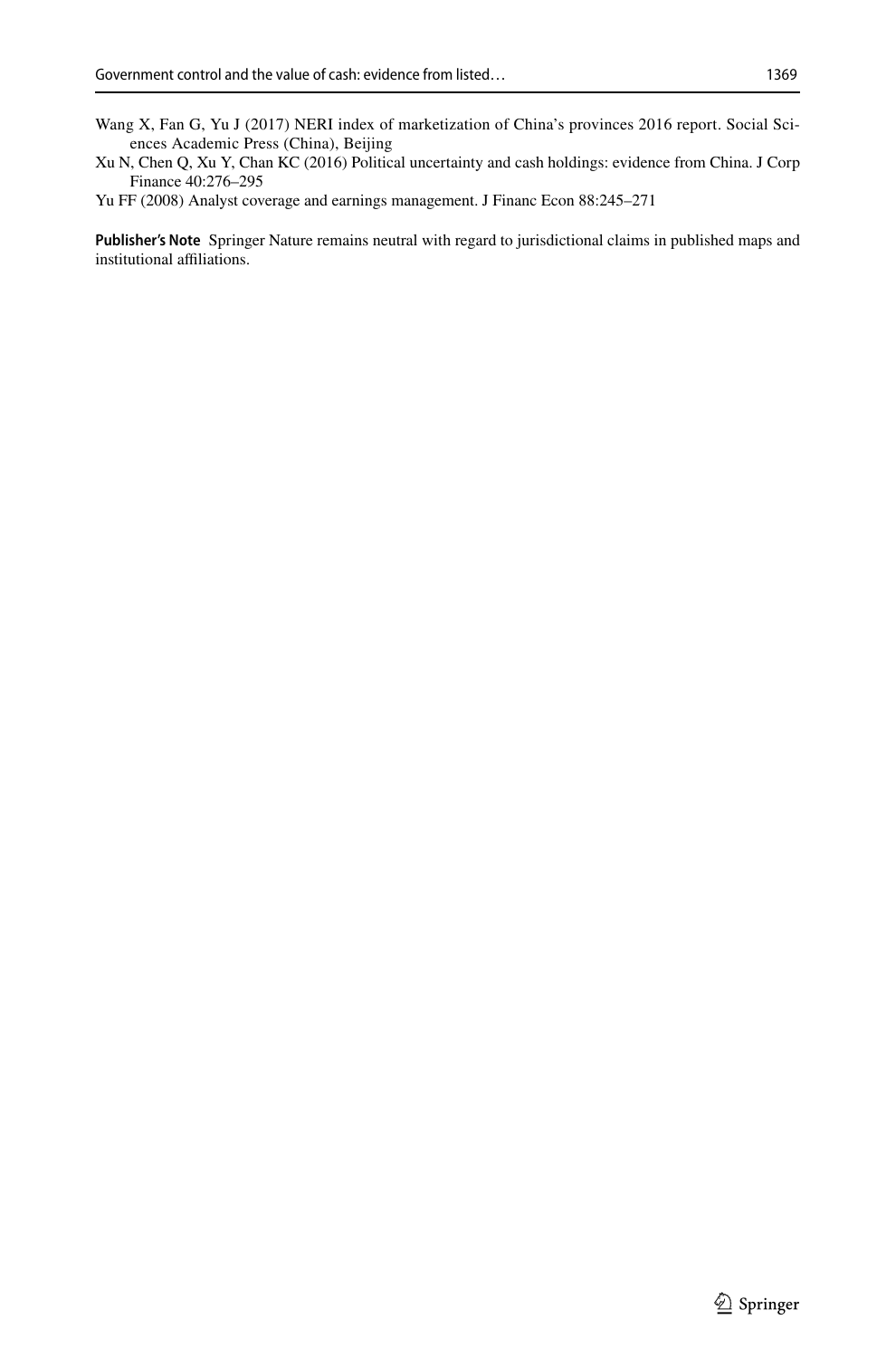Wang X, Fan G, Yu J (2017) NERI index of marketization of China's provinces 2016 report. Social Sciences Academic Press (China), Beijing

Xu N, Chen Q, Xu Y, Chan KC (2016) Political uncertainty and cash holdings: evidence from China. J Corp Finance 40:276–295

Yu FF (2008) Analyst coverage and earnings management. J Financ Econ 88:245–271

**Publisher's Note** Springer Nature remains neutral with regard to jurisdictional claims in published maps and institutional affiliations.